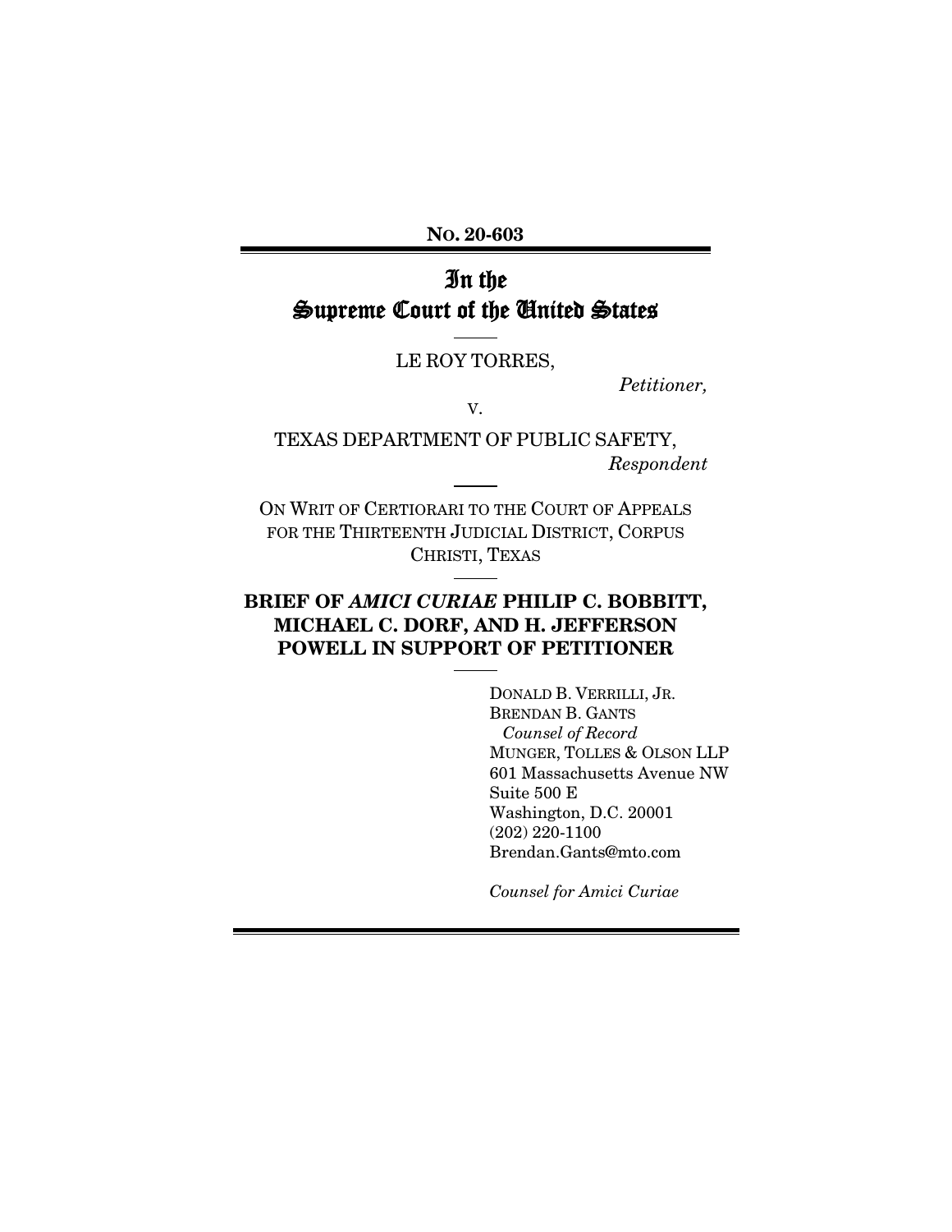**No. 20-603**

# In the Supreme Court of the United States

LE ROY TORRES,

*Petitioner,*

v.

TEXAS DEPARTMENT OF PUBLIC SAFETY,

*Respondent*

ON WRIT OF CERTIORARI TO THE COURT OF APPEALS FOR THE THIRTEENTH JUDICIAL DISTRICT, CORPUS CHRISTI, TEXAS

## BRIEF OF *AMICI CURIAE* PHILIP C. BOBBITT, MICHAEL C. DORF, AND H. JEFFERSON POWELL IN SUPPORT OF PETITIONER

DONALD B. VERRILLI, JR.
BRENDAN B. GANTS
*Counsel of Record*
MUNGER, TOLLES & OLSON LLP
601 Massachusetts Avenue NW
Suite 500 E
Washington, D.C. 20001
(202) 220-1100
Brendan.Gants@mto.com

*Counsel for Amici Curiae*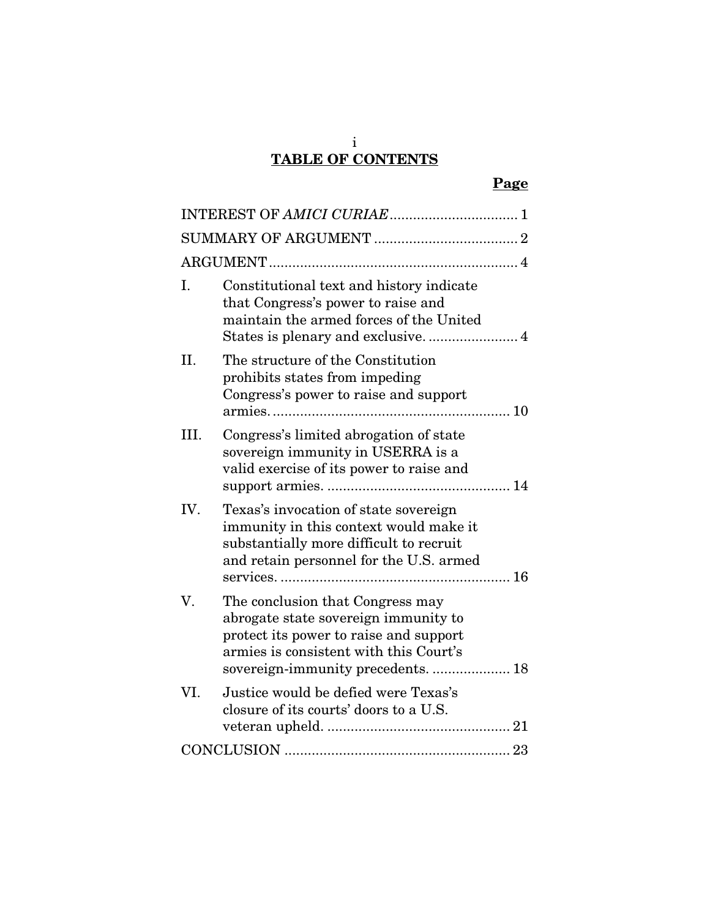# TABLE OF CONTENTS

| | | Page |
|---|---|---|
| INTEREST OF *AMICI CURIAE* | | 1 |
| SUMMARY OF ARGUMENT | | 2 |
| ARGUMENT | | 4 |
| I. | Constitutional text and history indicate that Congress's power to raise and maintain the armed forces of the United States is plenary and exclusive. | 4 |
| II. | The structure of the Constitution prohibits states from impeding Congress's power to raise and support armies. | 10 |
| III. | Congress's limited abrogation of state sovereign immunity in USERRA is a valid exercise of its power to raise and support armies. | 14 |
| IV. | Texas's invocation of state sovereign immunity in this context would make it substantially more difficult to recruit and retain personnel for the U.S. armed services. | 16 |
| V. | The conclusion that Congress may abrogate state sovereign immunity to protect its power to raise and support armies is consistent with this Court's sovereign-immunity precedents. | 18 |
| VI. | Justice would be defied were Texas's closure of its courts' doors to a U.S. veteran upheld. | 21 |
| CONCLUSION | | 23 |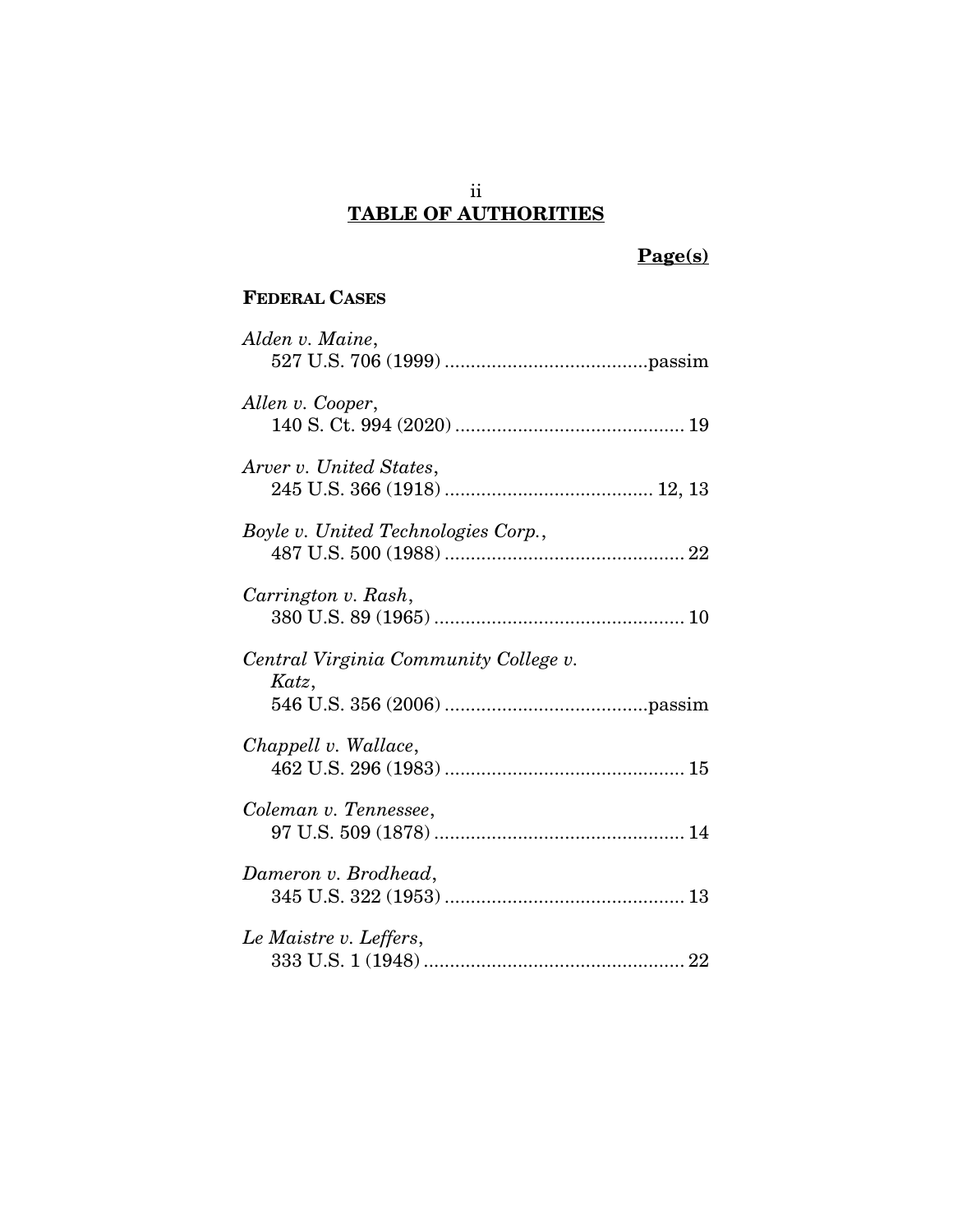## TABLE OF AUTHORITIES

**Page(s)**

### FEDERAL CASES

*Alden v. Maine*,
527 U.S. 706 (1999) .......................................passim

*Allen v. Cooper*,
140 S. Ct. 994 (2020) ............................................ 19

*Arver v. United States*,
245 U.S. 366 (1918) ........................................ 12, 13

*Boyle v. United Technologies Corp.*,
487 U.S. 500 (1988) .............................................. 22

*Carrington v. Rash*,
380 U.S. 89 (1965) ................................................ 10

*Central Virginia Community College v. Katz*,
546 U.S. 356 (2006) .......................................passim

*Chappell v. Wallace*,
462 U.S. 296 (1983) .............................................. 15

*Coleman v. Tennessee*,
97 U.S. 509 (1878) ................................................ 14

*Dameron v. Brodhead*,
345 U.S. 322 (1953) .............................................. 13

*Le Maistre v. Leffers*,
333 U.S. 1 (1948) .................................................. 22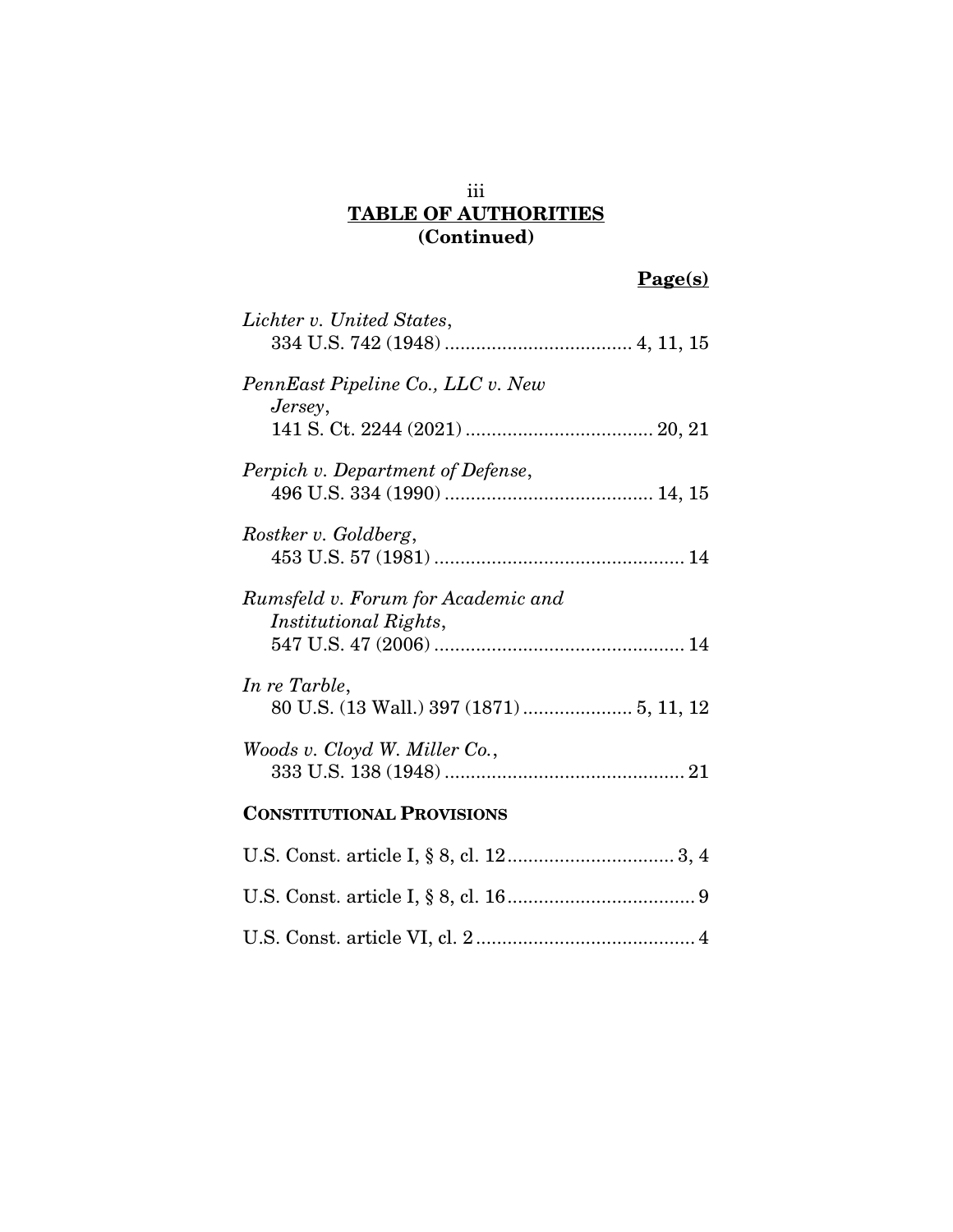## TABLE OF AUTHORITIES (Continued)

**Page(s)**

*Lichter v. United States*, 334 U.S. 742 (1948) .................................... 4, 11, 15

*PennEast Pipeline Co., LLC v. New Jersey*, 141 S. Ct. 2244 (2021) .................................... 20, 21

*Perpich v. Department of Defense*, 496 U.S. 334 (1990) ........................................ 14, 15

*Rostker v. Goldberg*, 453 U.S. 57 (1981) ................................................ 14

*Rumsfeld v. Forum for Academic and Institutional Rights*, 547 U.S. 47 (2006) ................................................ 14

*In re Tarble*, 80 U.S. (13 Wall.) 397 (1871) ..................... 5, 11, 12

*Woods v. Cloyd W. Miller Co.*, 333 U.S. 138 (1948) .............................................. 21

**CONSTITUTIONAL PROVISIONS**

U.S. Const. article I, § 8, cl. 12 ................................ 3, 4

U.S. Const. article I, § 8, cl. 16 .................................... 9

U.S. Const. article VI, cl. 2 .......................................... 4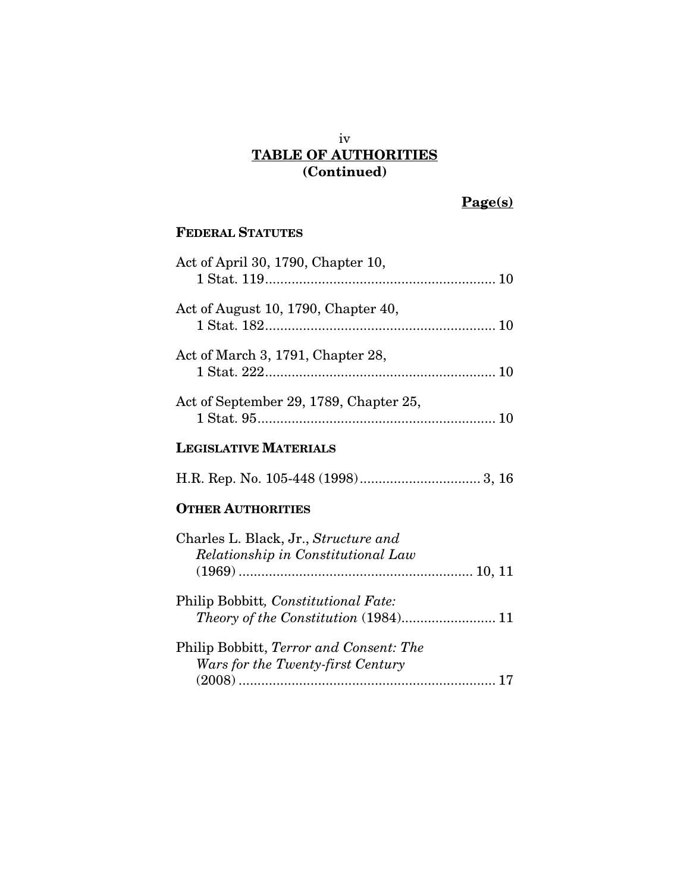## TABLE OF AUTHORITIES
## (Continued)

**Page(s)**

### FEDERAL STATUTES

Act of April 30, 1790, Chapter 10, 1 Stat. 119 ............................................................. 10

Act of August 10, 1790, Chapter 40, 1 Stat. 182 ............................................................. 10

Act of March 3, 1791, Chapter 28, 1 Stat. 222 ............................................................. 10

Act of September 29, 1789, Chapter 25, 1 Stat. 95 ............................................................... 10

### LEGISLATIVE MATERIALS

H.R. Rep. No. 105-448 (1998) ................................ 3, 16

### OTHER AUTHORITIES

Charles L. Black, Jr., *Structure and Relationship in Constitutional Law* (1969) .............................................................. 10, 11

Philip Bobbitt*, Constitutional Fate: Theory of the Constitution* (1984) ......................... 11

Philip Bobbitt, *Terror and Consent: The Wars for the Twenty-first Century* (2008) ..................................................................... 17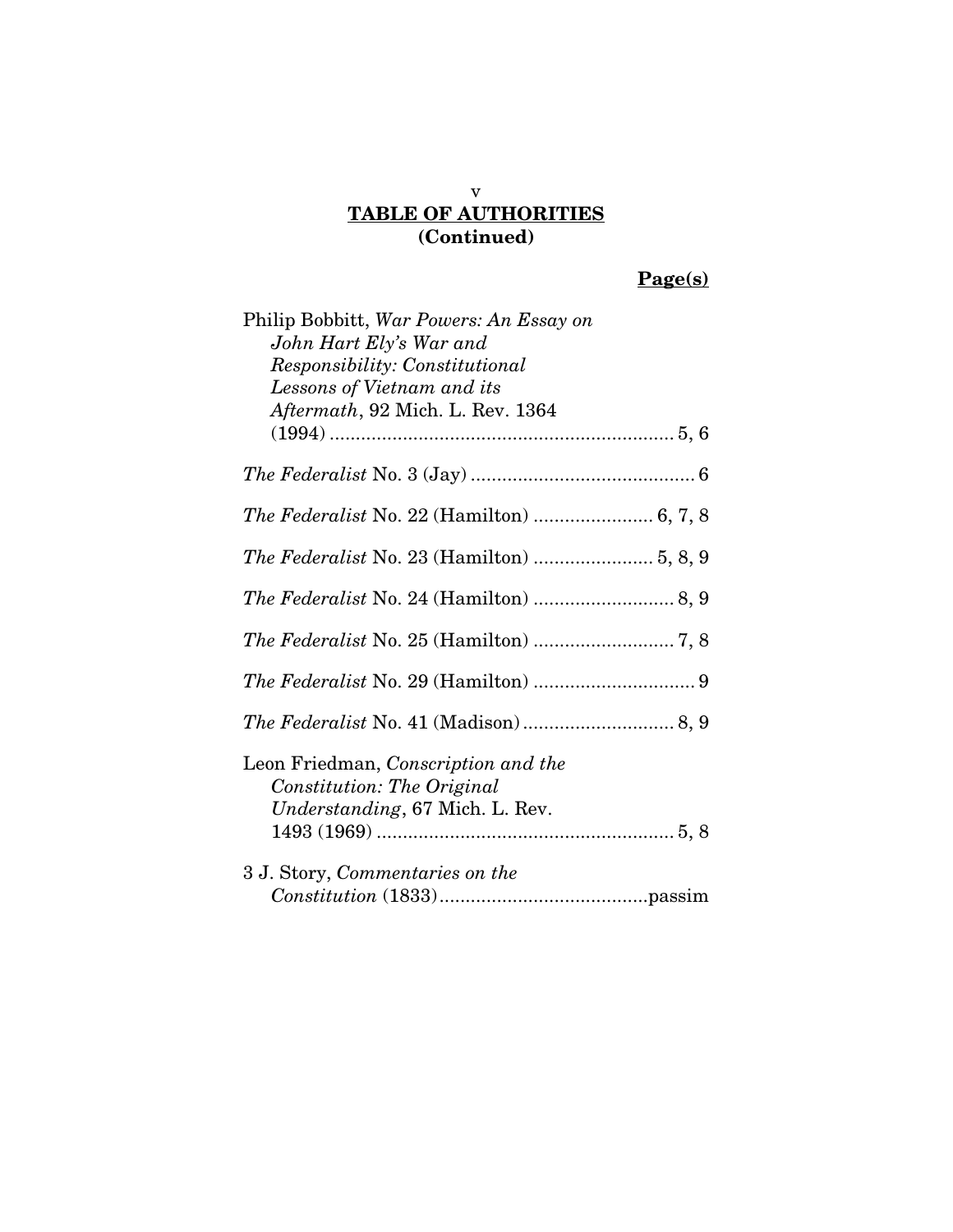## TABLE OF AUTHORITIES (Continued)

**Page(s)**

Philip Bobbitt, *War Powers: An Essay on John Hart Ely's War and Responsibility: Constitutional Lessons of Vietnam and its Aftermath*, 92 Mich. L. Rev. 1364 (1994) .................................................................. 5, 6

*The Federalist* No. 3 (Jay) .......................................... 6

*The Federalist* No. 22 (Hamilton) ....................... 6, 7, 8

*The Federalist* No. 23 (Hamilton) ....................... 5, 8, 9

*The Federalist* No. 24 (Hamilton) ........................... 8, 9

*The Federalist* No. 25 (Hamilton) ........................... 7, 8

*The Federalist* No. 29 (Hamilton) ............................... 9

*The Federalist* No. 41 (Madison) ............................. 8, 9

Leon Friedman, *Conscription and the Constitution: The Original Understanding*, 67 Mich. L. Rev. 1493 (1969) ......................................................... 5, 8

3 J. Story, *Commentaries on the Constitution* (1833) ........................................passim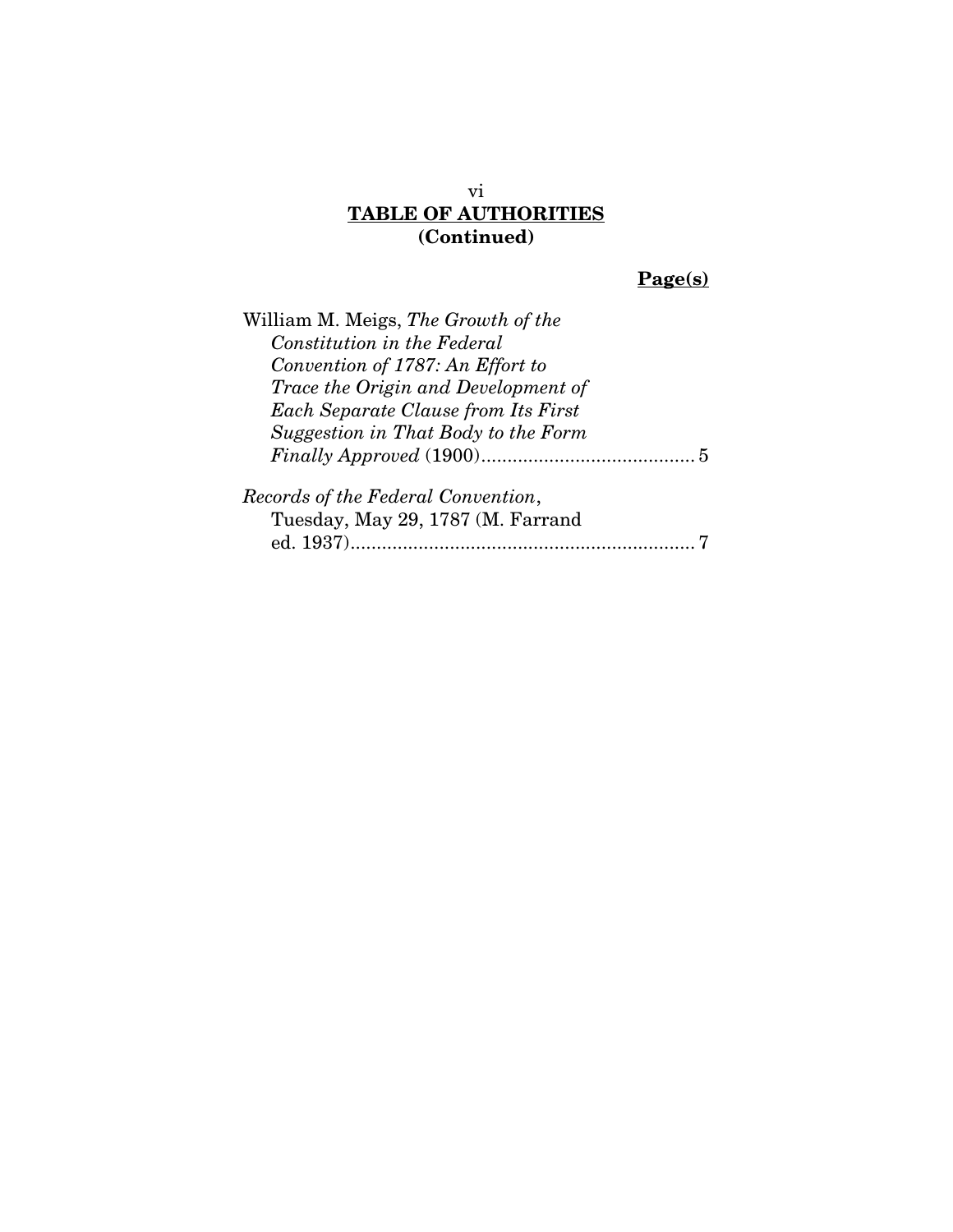**TABLE OF AUTHORITIES**
**(Continued)**

**Page(s)**

William M. Meigs, *The Growth of the Constitution in the Federal Convention of 1787: An Effort to Trace the Origin and Development of Each Separate Clause from Its First Suggestion in That Body to the Form Finally Approved* (1900) .......................................... 5

*Records of the Federal Convention*, Tuesday, May 29, 1787 (M. Farrand ed. 1937) .................................................................... 7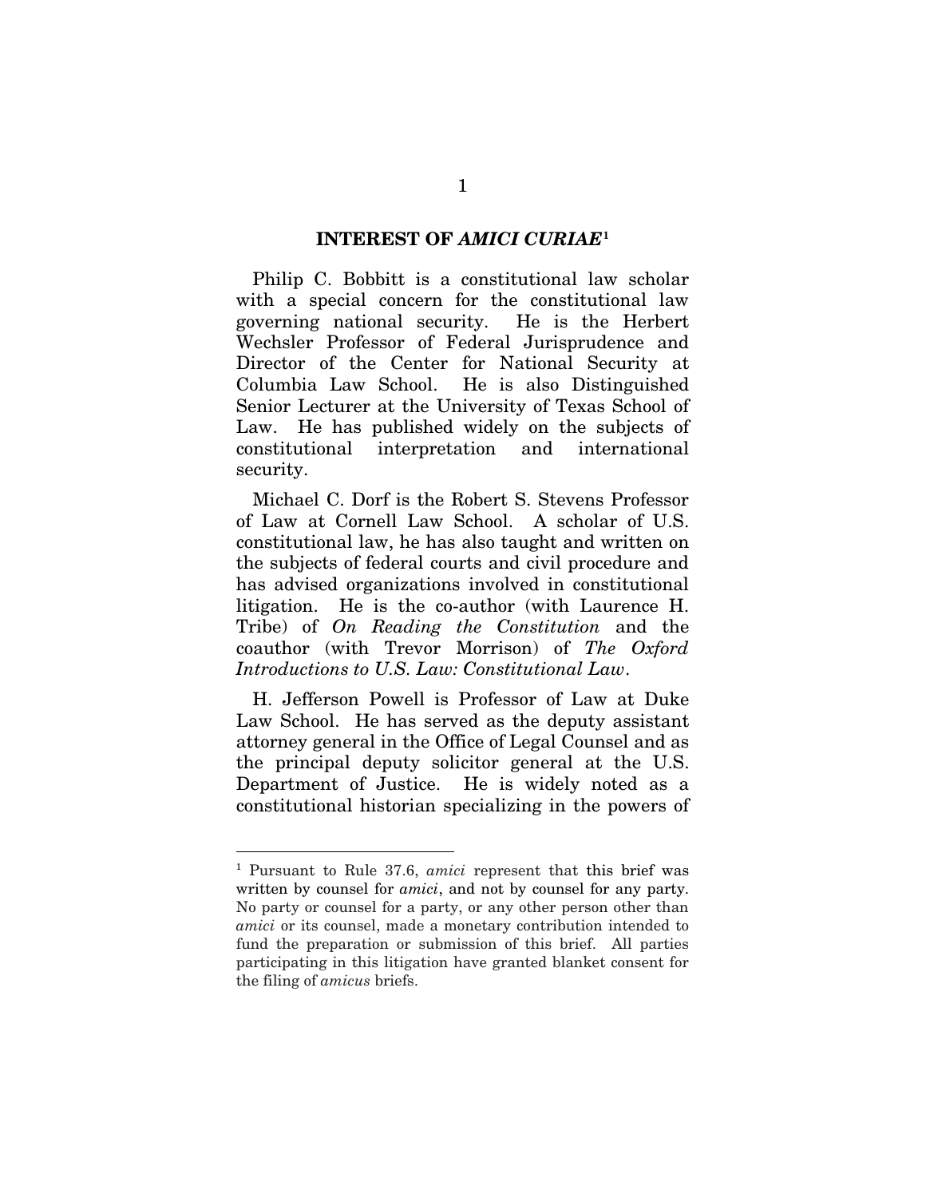## INTEREST OF *AMICI CURIAE*[1]

Philip C. Bobbitt is a constitutional law scholar with a special concern for the constitutional law governing national security. He is the Herbert Wechsler Professor of Federal Jurisprudence and Director of the Center for National Security at Columbia Law School. He is also Distinguished Senior Lecturer at the University of Texas School of Law. He has published widely on the subjects of constitutional interpretation and international security.

Michael C. Dorf is the Robert S. Stevens Professor of Law at Cornell Law School. A scholar of U.S. constitutional law, he has also taught and written on the subjects of federal courts and civil procedure and has advised organizations involved in constitutional litigation. He is the co-author (with Laurence H. Tribe) of *On Reading the Constitution* and the coauthor (with Trevor Morrison) of *The Oxford Introductions to U.S. Law: Constitutional Law*.

H. Jefferson Powell is Professor of Law at Duke Law School. He has served as the deputy assistant attorney general in the Office of Legal Counsel and as the principal deputy solicitor general at the U.S. Department of Justice. He is widely noted as a constitutional historian specializing in the powers of

---

[1] Pursuant to Rule 37.6, *amici* represent that this brief was written by counsel for *amici*, and not by counsel for any party. No party or counsel for a party, or any other person other than *amici* or its counsel, made a monetary contribution intended to fund the preparation or submission of this brief. All parties participating in this litigation have granted blanket consent for the filing of *amicus* briefs.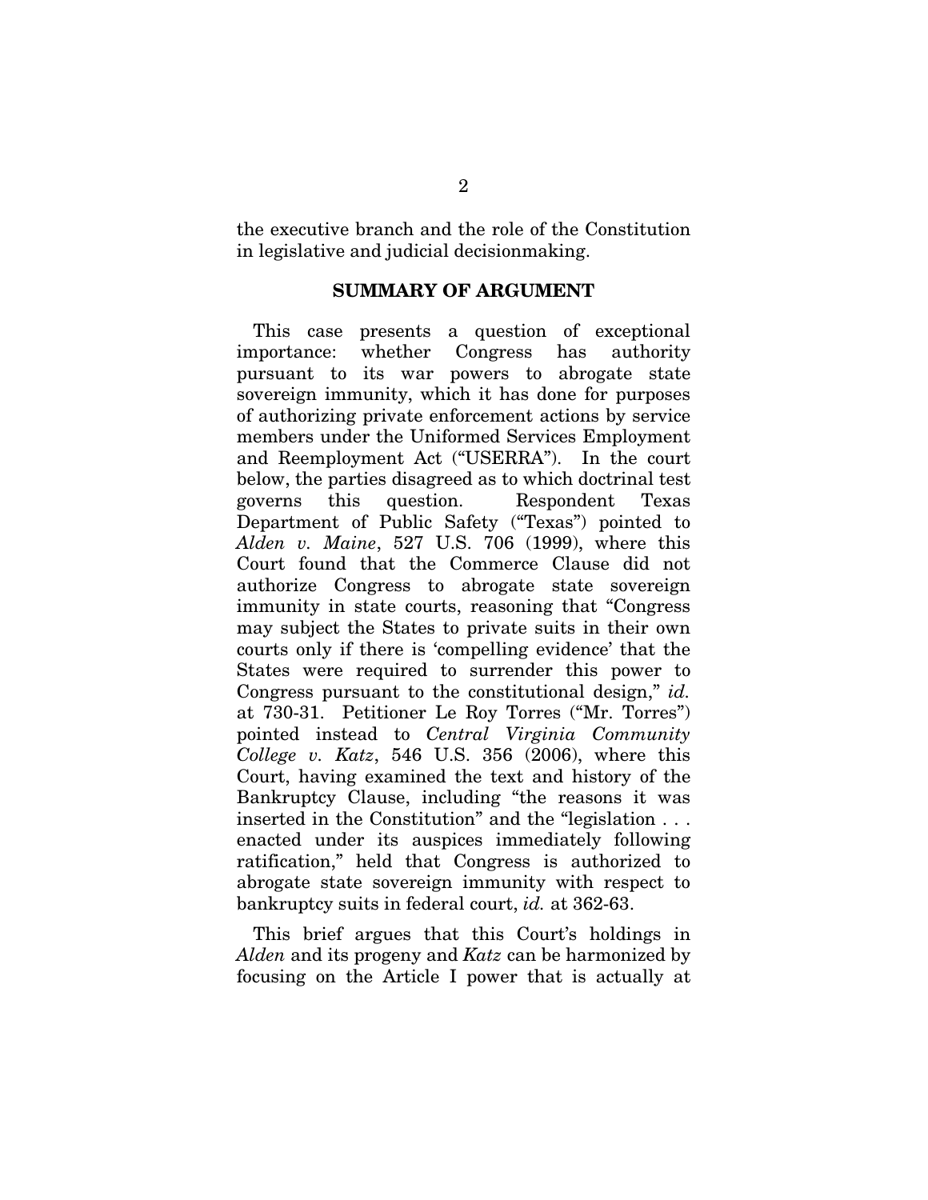the executive branch and the role of the Constitution in legislative and judicial decisionmaking.

## SUMMARY OF ARGUMENT

This case presents a question of exceptional importance: whether Congress has authority pursuant to its war powers to abrogate state sovereign immunity, which it has done for purposes of authorizing private enforcement actions by service members under the Uniformed Services Employment and Reemployment Act ("USERRA"). In the court below, the parties disagreed as to which doctrinal test governs this question. Respondent Texas Department of Public Safety ("Texas") pointed to *Alden v. Maine*, 527 U.S. 706 (1999), where this Court found that the Commerce Clause did not authorize Congress to abrogate state sovereign immunity in state courts, reasoning that "Congress may subject the States to private suits in their own courts only if there is 'compelling evidence' that the States were required to surrender this power to Congress pursuant to the constitutional design," *id.* at 730-31. Petitioner Le Roy Torres ("Mr. Torres") pointed instead to *Central Virginia Community College v. Katz*, 546 U.S. 356 (2006), where this Court, having examined the text and history of the Bankruptcy Clause, including "the reasons it was inserted in the Constitution" and the "legislation . . . enacted under its auspices immediately following ratification," held that Congress is authorized to abrogate state sovereign immunity with respect to bankruptcy suits in federal court, *id.* at 362-63.

This brief argues that this Court's holdings in *Alden* and its progeny and *Katz* can be harmonized by focusing on the Article I power that is actually at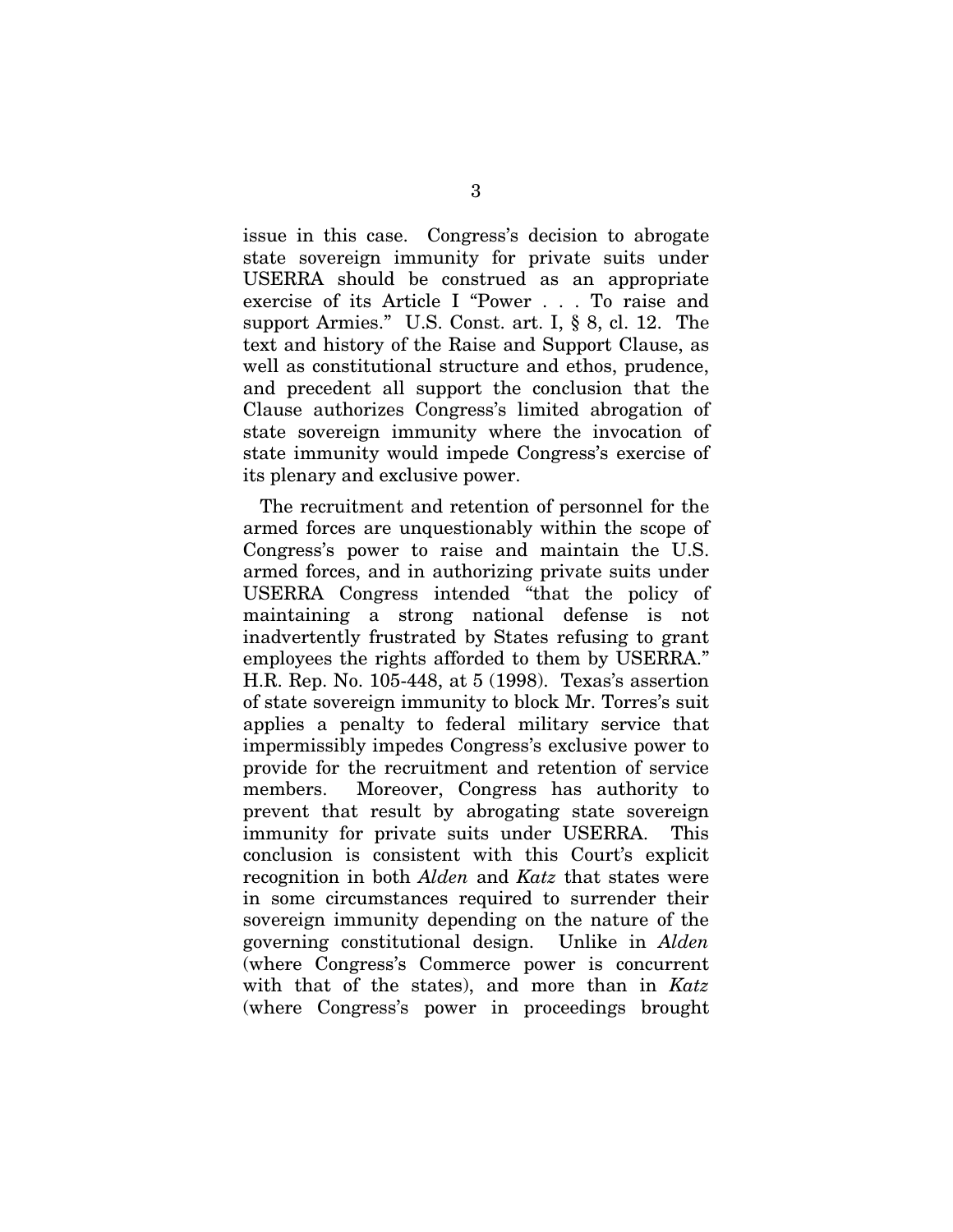issue in this case. Congress's decision to abrogate state sovereign immunity for private suits under USERRA should be construed as an appropriate exercise of its Article I "Power . . . To raise and support Armies." U.S. Const. art. I, § 8, cl. 12. The text and history of the Raise and Support Clause, as well as constitutional structure and ethos, prudence, and precedent all support the conclusion that the Clause authorizes Congress's limited abrogation of state sovereign immunity where the invocation of state immunity would impede Congress's exercise of its plenary and exclusive power.

The recruitment and retention of personnel for the armed forces are unquestionably within the scope of Congress's power to raise and maintain the U.S. armed forces, and in authorizing private suits under USERRA Congress intended "that the policy of maintaining a strong national defense is not inadvertently frustrated by States refusing to grant employees the rights afforded to them by USERRA." H.R. Rep. No. 105-448, at 5 (1998). Texas's assertion of state sovereign immunity to block Mr. Torres's suit applies a penalty to federal military service that impermissibly impedes Congress's exclusive power to provide for the recruitment and retention of service members. Moreover, Congress has authority to prevent that result by abrogating state sovereign immunity for private suits under USERRA. This conclusion is consistent with this Court's explicit recognition in both *Alden* and *Katz* that states were in some circumstances required to surrender their sovereign immunity depending on the nature of the governing constitutional design. Unlike in *Alden* (where Congress's Commerce power is concurrent with that of the states), and more than in *Katz* (where Congress's power in proceedings brought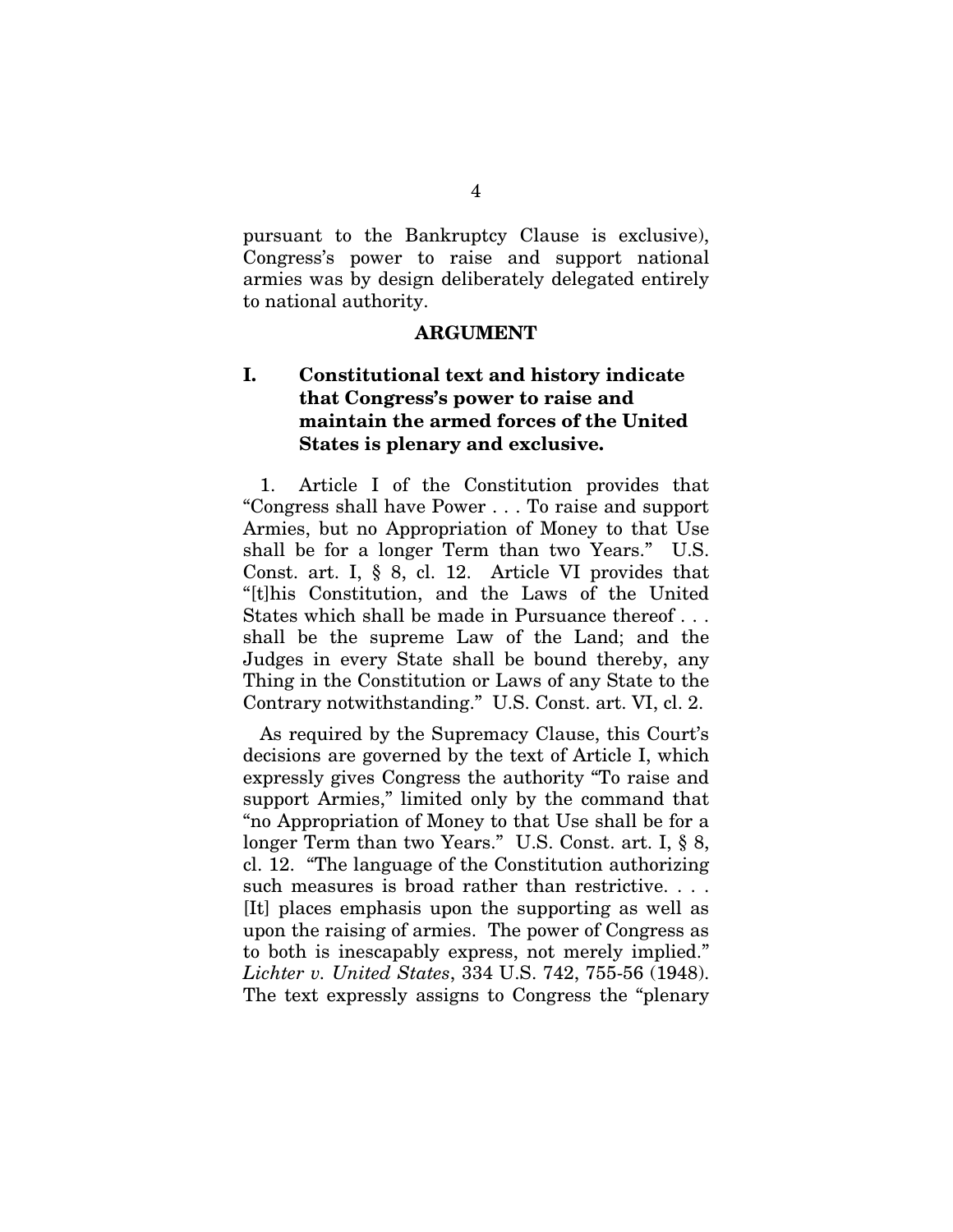pursuant to the Bankruptcy Clause is exclusive), Congress's power to raise and support national armies was by design deliberately delegated entirely to national authority.

## ARGUMENT

### I. Constitutional text and history indicate that Congress's power to raise and maintain the armed forces of the United States is plenary and exclusive.

1. Article I of the Constitution provides that "Congress shall have Power . . . To raise and support Armies, but no Appropriation of Money to that Use shall be for a longer Term than two Years." U.S. Const. art. I, § 8, cl. 12. Article VI provides that "[t]his Constitution, and the Laws of the United States which shall be made in Pursuance thereof . . . shall be the supreme Law of the Land; and the Judges in every State shall be bound thereby, any Thing in the Constitution or Laws of any State to the Contrary notwithstanding." U.S. Const. art. VI, cl. 2.

As required by the Supremacy Clause, this Court's decisions are governed by the text of Article I, which expressly gives Congress the authority "To raise and support Armies," limited only by the command that "no Appropriation of Money to that Use shall be for a longer Term than two Years." U.S. Const. art. I, § 8, cl. 12. "The language of the Constitution authorizing such measures is broad rather than restrictive. . . . [It] places emphasis upon the supporting as well as upon the raising of armies. The power of Congress as to both is inescapably express, not merely implied." *Lichter v. United States*, 334 U.S. 742, 755-56 (1948). The text expressly assigns to Congress the "plenary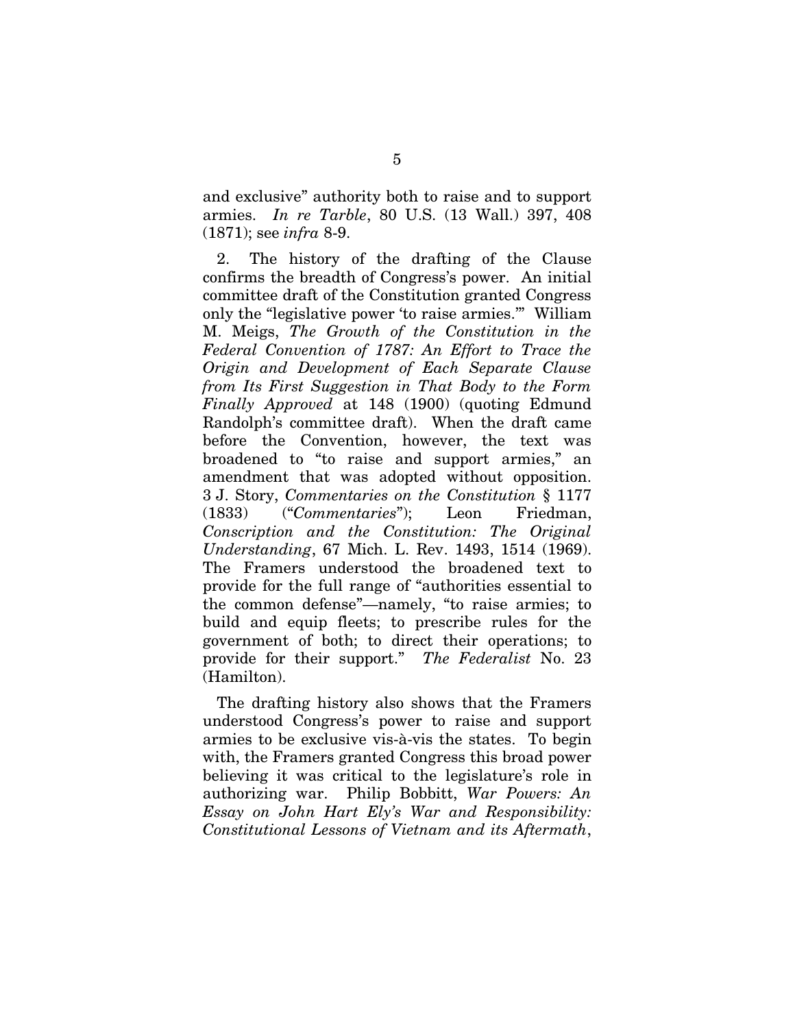and exclusive" authority both to raise and to support armies. *In re Tarble*, 80 U.S. (13 Wall.) 397, 408 (1871); see *infra* 8-9.

2. The history of the drafting of the Clause confirms the breadth of Congress's power. An initial committee draft of the Constitution granted Congress only the "legislative power 'to raise armies.'" William M. Meigs, *The Growth of the Constitution in the Federal Convention of 1787: An Effort to Trace the Origin and Development of Each Separate Clause from Its First Suggestion in That Body to the Form Finally Approved* at 148 (1900) (quoting Edmund Randolph's committee draft). When the draft came before the Convention, however, the text was broadened to "to raise and support armies," an amendment that was adopted without opposition. 3 J. Story, *Commentaries on the Constitution* § 1177 (1833) ("*Commentaries*"); Leon Friedman, *Conscription and the Constitution: The Original Understanding*, 67 Mich. L. Rev. 1493, 1514 (1969). The Framers understood the broadened text to provide for the full range of "authorities essential to the common defense"—namely, "to raise armies; to build and equip fleets; to prescribe rules for the government of both; to direct their operations; to provide for their support." *The Federalist* No. 23 (Hamilton).

The drafting history also shows that the Framers understood Congress's power to raise and support armies to be exclusive vis-à-vis the states. To begin with, the Framers granted Congress this broad power believing it was critical to the legislature's role in authorizing war. Philip Bobbitt, *War Powers: An Essay on John Hart Ely's War and Responsibility: Constitutional Lessons of Vietnam and its Aftermath*,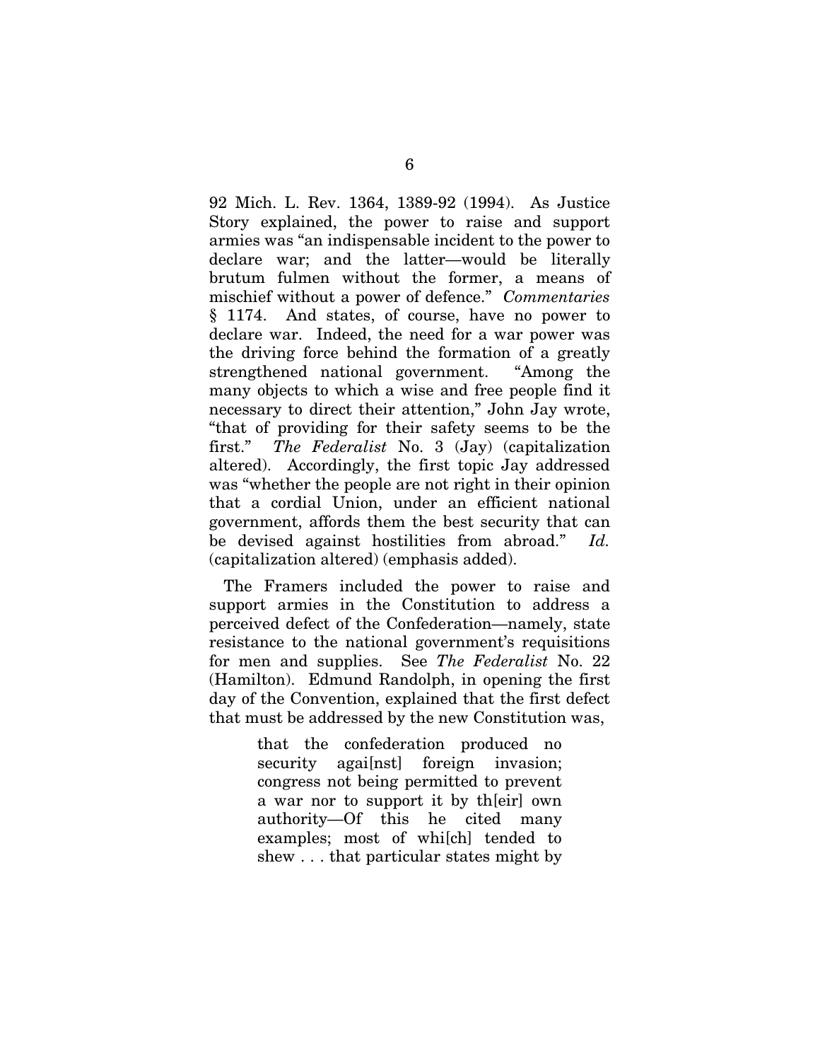92 Mich. L. Rev. 1364, 1389-92 (1994). As Justice Story explained, the power to raise and support armies was "an indispensable incident to the power to declare war; and the latter—would be literally brutum fulmen without the former, a means of mischief without a power of defence." *Commentaries* § 1174. And states, of course, have no power to declare war. Indeed, the need for a war power was the driving force behind the formation of a greatly strengthened national government. "Among the many objects to which a wise and free people find it necessary to direct their attention," John Jay wrote, "that of providing for their safety seems to be the first." *The Federalist* No. 3 (Jay) (capitalization altered). Accordingly, the first topic Jay addressed was "whether the people are not right in their opinion that a cordial Union, under an efficient national government, affords them the best security that can be devised against hostilities from abroad." *Id.* (capitalization altered) (emphasis added).

The Framers included the power to raise and support armies in the Constitution to address a perceived defect of the Confederation—namely, state resistance to the national government's requisitions for men and supplies. See *The Federalist* No. 22 (Hamilton). Edmund Randolph, in opening the first day of the Convention, explained that the first defect that must be addressed by the new Constitution was,

> that the confederation produced no security agai[nst] foreign invasion; congress not being permitted to prevent a war nor to support it by th[eir] own authority—Of this he cited many examples; most of whi[ch] tended to shew . . . that particular states might by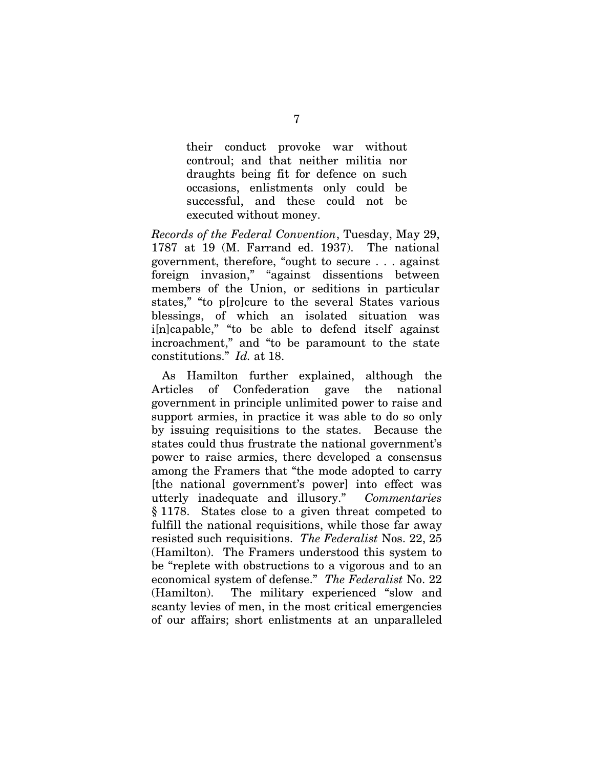> their conduct provoke war without controul; and that neither militia nor draughts being fit for defence on such occasions, enlistments only could be successful, and these could not be executed without money.

*Records of the Federal Convention*, Tuesday, May 29, 1787 at 19 (M. Farrand ed. 1937). The national government, therefore, "ought to secure . . . against foreign invasion," "against dissentions between members of the Union, or seditions in particular states," "to p[ro]cure to the several States various blessings, of which an isolated situation was i[n]capable," "to be able to defend itself against incroachment," and "to be paramount to the state constitutions." *Id.* at 18.

As Hamilton further explained, although the Articles of Confederation gave the national government in principle unlimited power to raise and support armies, in practice it was able to do so only by issuing requisitions to the states. Because the states could thus frustrate the national government's power to raise armies, there developed a consensus among the Framers that "the mode adopted to carry [the national government's power] into effect was utterly inadequate and illusory." *Commentaries* § 1178. States close to a given threat competed to fulfill the national requisitions, while those far away resisted such requisitions. *The Federalist* Nos. 22, 25 (Hamilton). The Framers understood this system to be "replete with obstructions to a vigorous and to an economical system of defense." *The Federalist* No. 22 (Hamilton). The military experienced "slow and scanty levies of men, in the most critical emergencies of our affairs; short enlistments at an unparalleled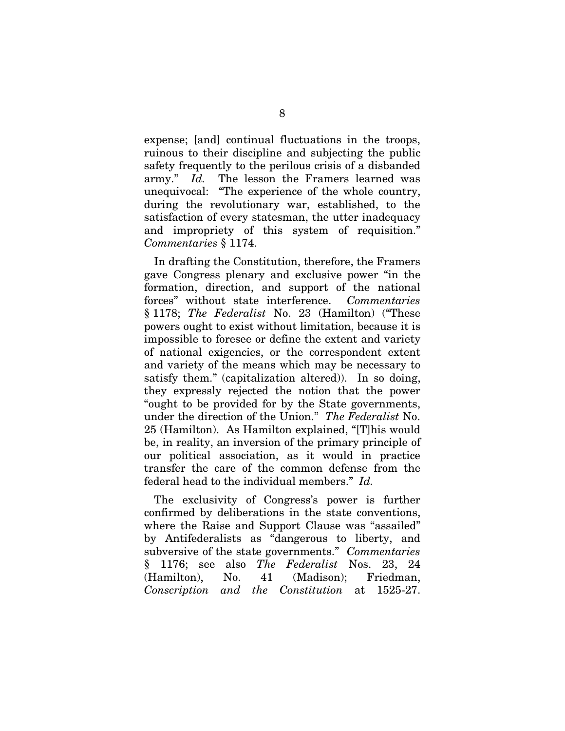expense; [and] continual fluctuations in the troops, ruinous to their discipline and subjecting the public safety frequently to the perilous crisis of a disbanded army." *Id.* The lesson the Framers learned was unequivocal: "The experience of the whole country, during the revolutionary war, established, to the satisfaction of every statesman, the utter inadequacy and impropriety of this system of requisition." *Commentaries* § 1174.

In drafting the Constitution, therefore, the Framers gave Congress plenary and exclusive power "in the formation, direction, and support of the national forces" without state interference. *Commentaries* § 1178; *The Federalist* No. 23 (Hamilton) ("These powers ought to exist without limitation, because it is impossible to foresee or define the extent and variety of national exigencies, or the correspondent extent and variety of the means which may be necessary to satisfy them." (capitalization altered)). In so doing, they expressly rejected the notion that the power "ought to be provided for by the State governments, under the direction of the Union." *The Federalist* No. 25 (Hamilton). As Hamilton explained, "[T]his would be, in reality, an inversion of the primary principle of our political association, as it would in practice transfer the care of the common defense from the federal head to the individual members." *Id.*

The exclusivity of Congress's power is further confirmed by deliberations in the state conventions, where the Raise and Support Clause was "assailed" by Antifederalists as "dangerous to liberty, and subversive of the state governments." *Commentaries* § 1176; see also *The Federalist* Nos. 23, 24 (Hamilton), No. 41 (Madison); Friedman, *Conscription and the Constitution* at 1525-27.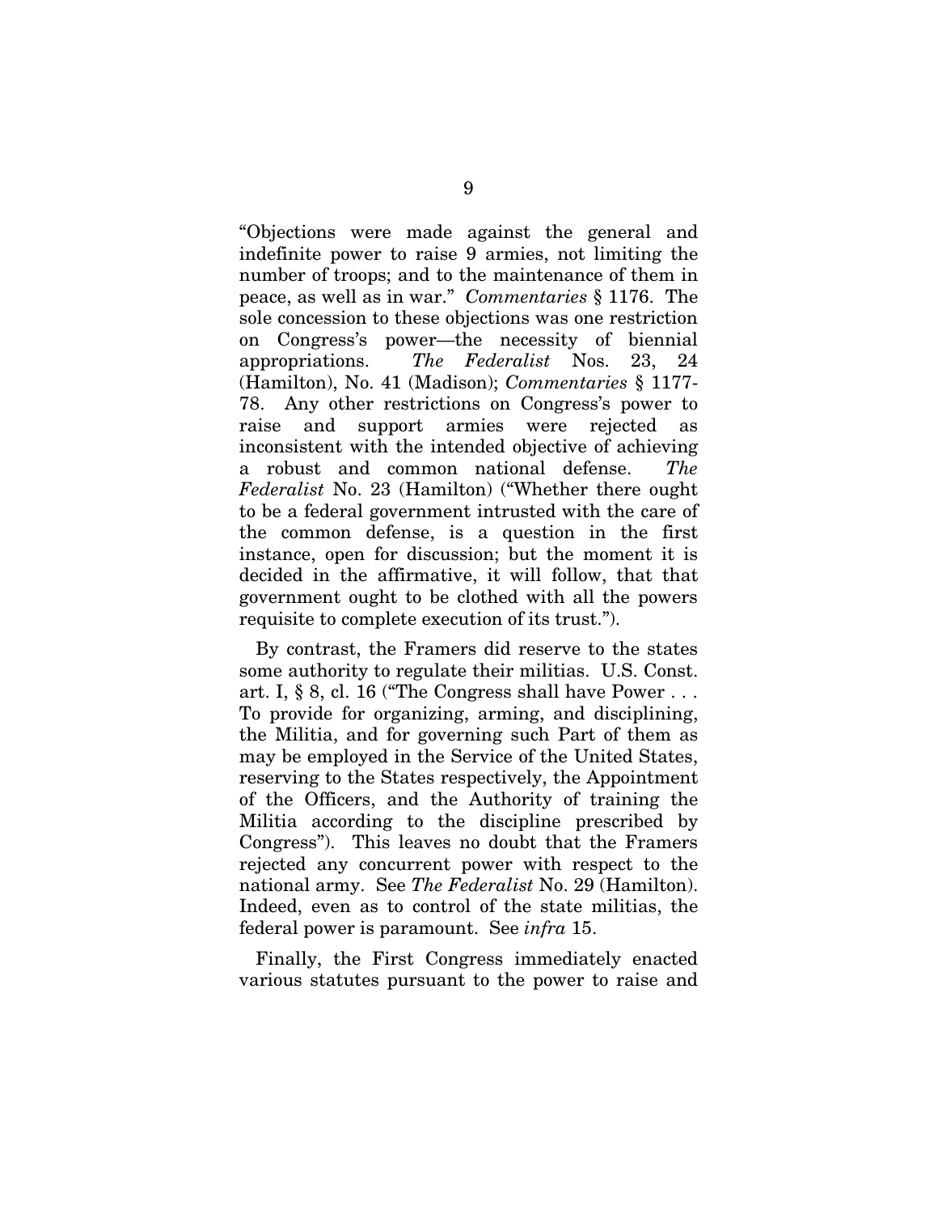"Objections were made against the general and indefinite power to raise 9 armies, not limiting the number of troops; and to the maintenance of them in peace, as well as in war." *Commentaries* § 1176. The sole concession to these objections was one restriction on Congress's power—the necessity of biennial appropriations. *The Federalist* Nos. 23, 24 (Hamilton), No. 41 (Madison); *Commentaries* § 1177-78. Any other restrictions on Congress's power to raise and support armies were rejected as inconsistent with the intended objective of achieving a robust and common national defense. *The Federalist* No. 23 (Hamilton) ("Whether there ought to be a federal government intrusted with the care of the common defense, is a question in the first instance, open for discussion; but the moment it is decided in the affirmative, it will follow, that that government ought to be clothed with all the powers requisite to complete execution of its trust.").

By contrast, the Framers did reserve to the states some authority to regulate their militias. U.S. Const. art. I, § 8, cl. 16 ("The Congress shall have Power . . . To provide for organizing, arming, and disciplining, the Militia, and for governing such Part of them as may be employed in the Service of the United States, reserving to the States respectively, the Appointment of the Officers, and the Authority of training the Militia according to the discipline prescribed by Congress"). This leaves no doubt that the Framers rejected any concurrent power with respect to the national army. See *The Federalist* No. 29 (Hamilton). Indeed, even as to control of the state militias, the federal power is paramount. See *infra* 15.

Finally, the First Congress immediately enacted various statutes pursuant to the power to raise and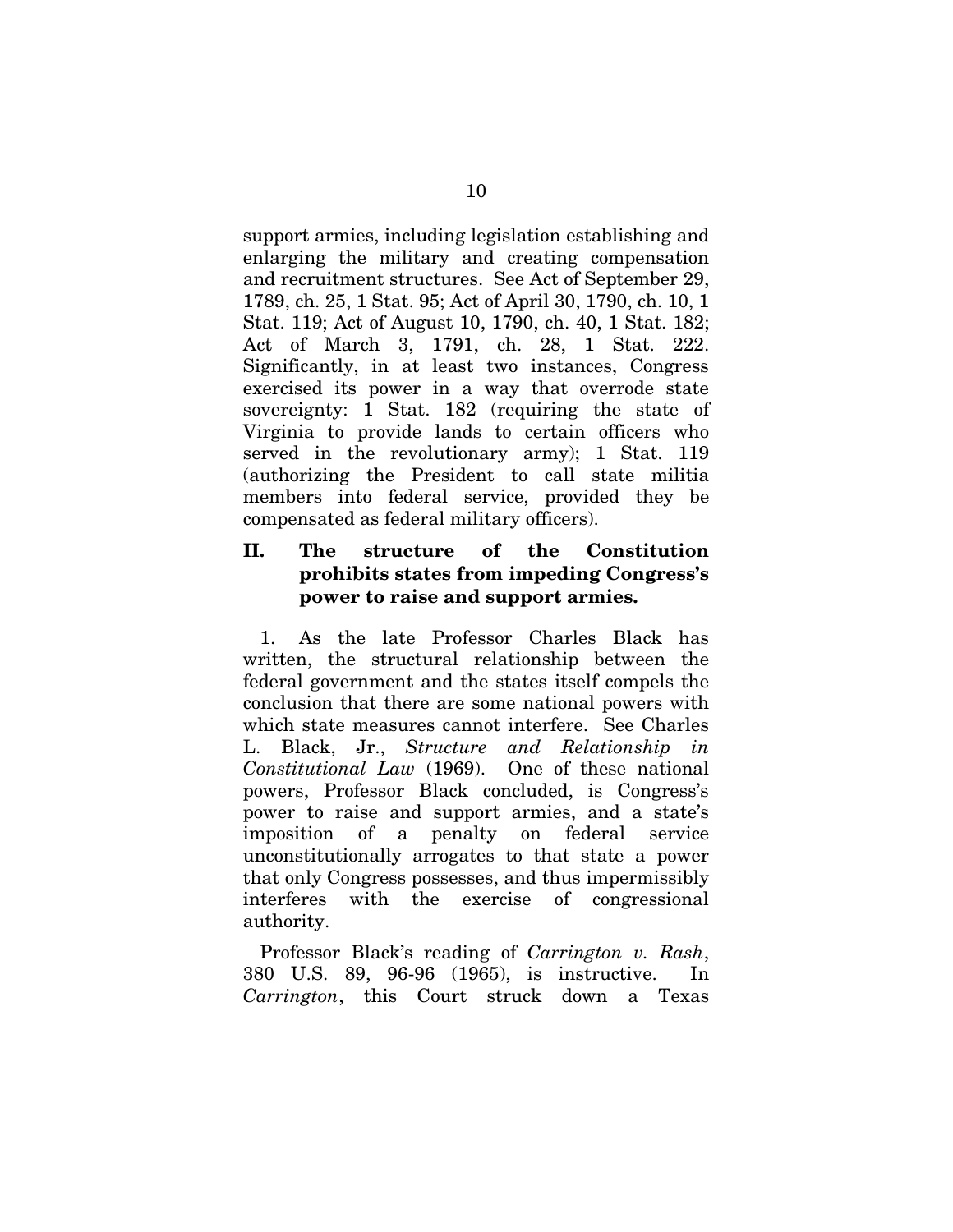support armies, including legislation establishing and enlarging the military and creating compensation and recruitment structures. See Act of September 29, 1789, ch. 25, 1 Stat. 95; Act of April 30, 1790, ch. 10, 1 Stat. 119; Act of August 10, 1790, ch. 40, 1 Stat. 182; Act of March 3, 1791, ch. 28, 1 Stat. 222. Significantly, in at least two instances, Congress exercised its power in a way that overrode state sovereignty: 1 Stat. 182 (requiring the state of Virginia to provide lands to certain officers who served in the revolutionary army); 1 Stat. 119 (authorizing the President to call state militia members into federal service, provided they be compensated as federal military officers).

## II. The structure of the Constitution prohibits states from impeding Congress's power to raise and support armies.

1. As the late Professor Charles Black has written, the structural relationship between the federal government and the states itself compels the conclusion that there are some national powers with which state measures cannot interfere. See Charles L. Black, Jr., *Structure and Relationship in Constitutional Law* (1969). One of these national powers, Professor Black concluded, is Congress's power to raise and support armies, and a state's imposition of a penalty on federal service unconstitutionally arrogates to that state a power that only Congress possesses, and thus impermissibly interferes with the exercise of congressional authority.

Professor Black's reading of *Carrington v. Rash*, 380 U.S. 89, 96-96 (1965), is instructive. In *Carrington*, this Court struck down a Texas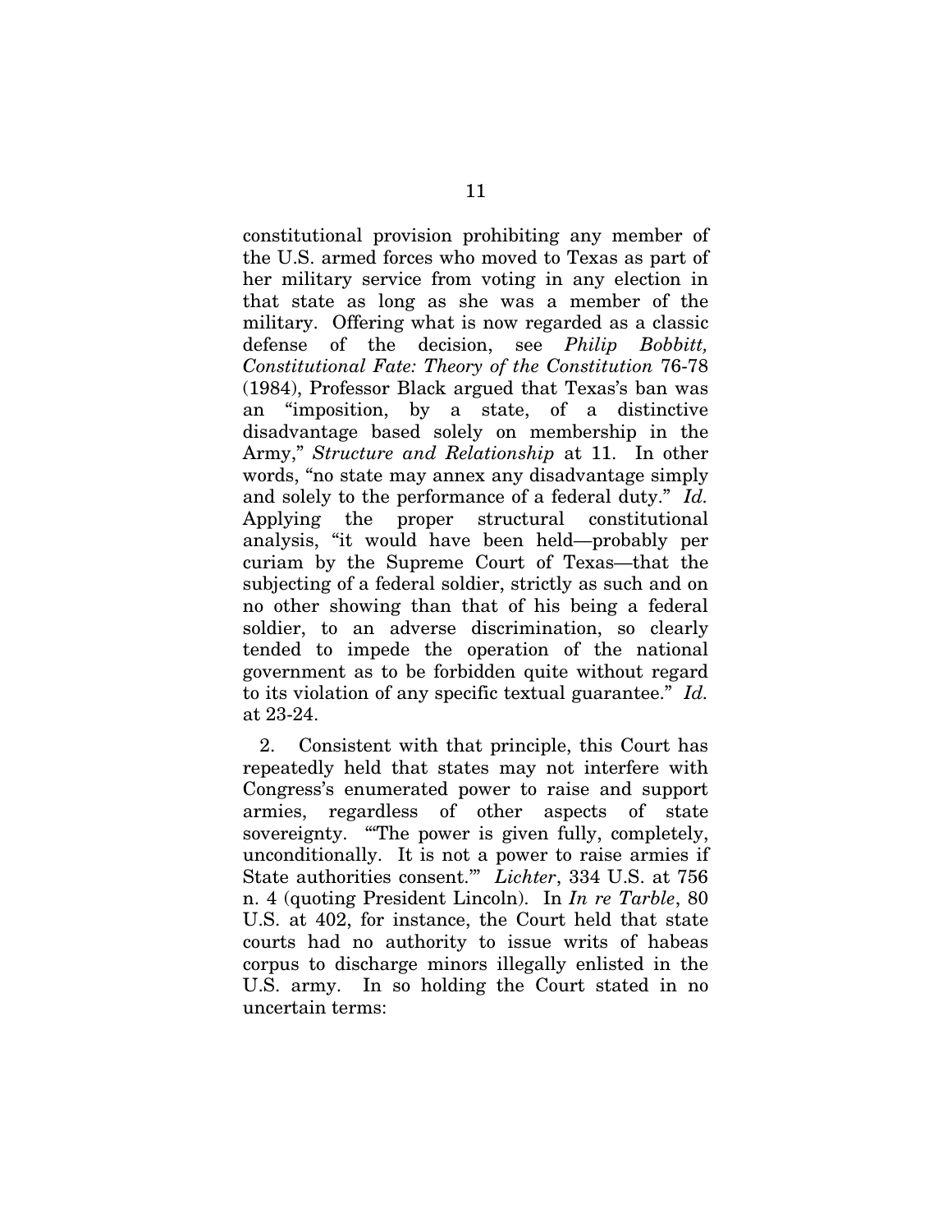constitutional provision prohibiting any member of the U.S. armed forces who moved to Texas as part of her military service from voting in any election in that state as long as she was a member of the military. Offering what is now regarded as a classic defense of the decision, see *Philip Bobbitt, Constitutional Fate: Theory of the Constitution* 76-78 (1984), Professor Black argued that Texas's ban was an "imposition, by a state, of a distinctive disadvantage based solely on membership in the Army," *Structure and Relationship* at 11. In other words, "no state may annex any disadvantage simply and solely to the performance of a federal duty." *Id.* Applying the proper structural constitutional analysis, "it would have been held—probably per curiam by the Supreme Court of Texas—that the subjecting of a federal soldier, strictly as such and on no other showing than that of his being a federal soldier, to an adverse discrimination, so clearly tended to impede the operation of the national government as to be forbidden quite without regard to its violation of any specific textual guarantee." *Id.* at 23-24.

2. Consistent with that principle, this Court has repeatedly held that states may not interfere with Congress's enumerated power to raise and support armies, regardless of other aspects of state sovereignty. "'The power is given fully, completely, unconditionally. It is not a power to raise armies if State authorities consent.'" *Lichter*, 334 U.S. at 756 n. 4 (quoting President Lincoln). In *In re Tarble*, 80 U.S. at 402, for instance, the Court held that state courts had no authority to issue writs of habeas corpus to discharge minors illegally enlisted in the U.S. army. In so holding the Court stated in no uncertain terms: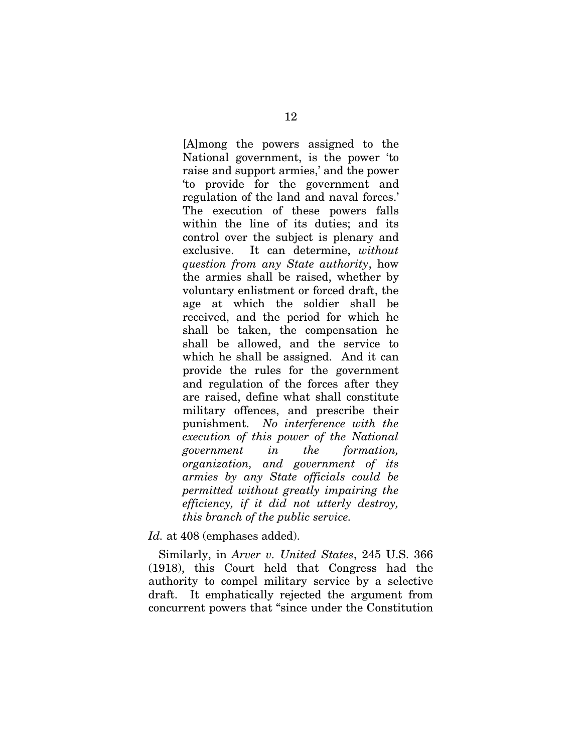> [A]mong the powers assigned to the National government, is the power 'to raise and support armies,' and the power 'to provide for the government and regulation of the land and naval forces.' The execution of these powers falls within the line of its duties; and its control over the subject is plenary and exclusive. It can determine, *without question from any State authority*, how the armies shall be raised, whether by voluntary enlistment or forced draft, the age at which the soldier shall be received, and the period for which he shall be taken, the compensation he shall be allowed, and the service to which he shall be assigned. And it can provide the rules for the government and regulation of the forces after they are raised, define what shall constitute military offences, and prescribe their punishment. *No interference with the execution of this power of the National government in the formation, organization, and government of its armies by any State officials could be permitted without greatly impairing the efficiency, if it did not utterly destroy, this branch of the public service.*

*Id.* at 408 (emphases added).

Similarly, in *Arver v. United States*, 245 U.S. 366 (1918), this Court held that Congress had the authority to compel military service by a selective draft. It emphatically rejected the argument from concurrent powers that "since under the Constitution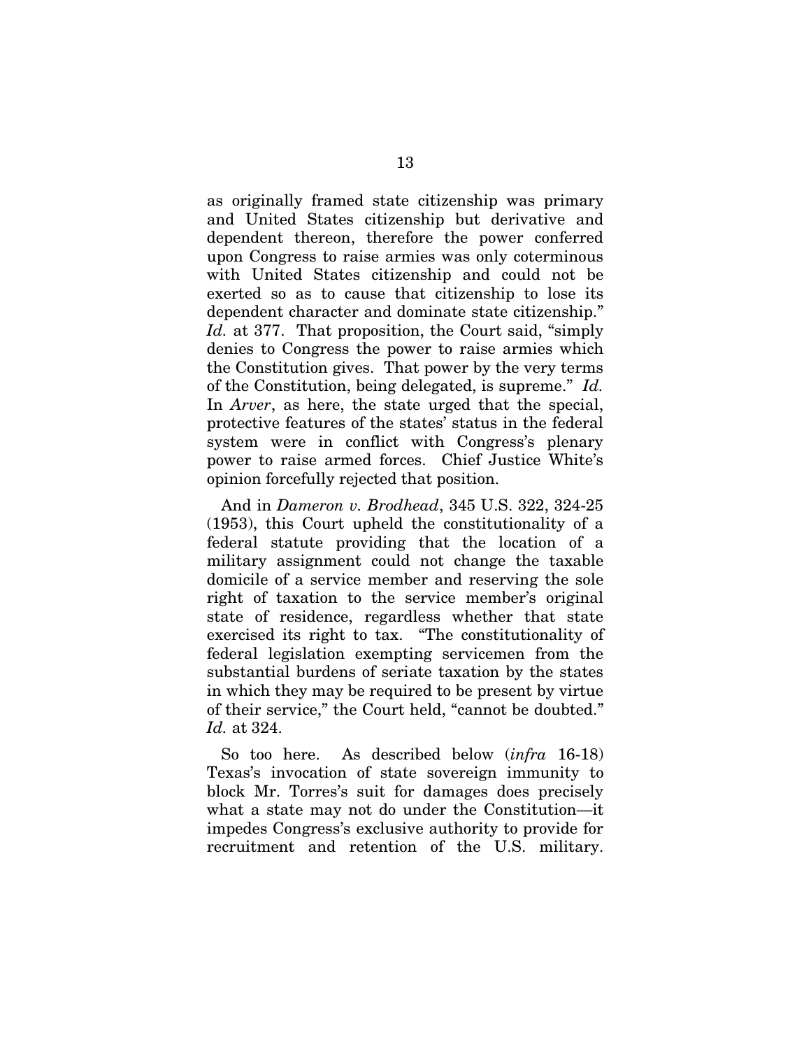as originally framed state citizenship was primary and United States citizenship but derivative and dependent thereon, therefore the power conferred upon Congress to raise armies was only coterminous with United States citizenship and could not be exerted so as to cause that citizenship to lose its dependent character and dominate state citizenship." *Id.* at 377. That proposition, the Court said, "simply denies to Congress the power to raise armies which the Constitution gives. That power by the very terms of the Constitution, being delegated, is supreme." *Id.* In *Arver*, as here, the state urged that the special, protective features of the states' status in the federal system were in conflict with Congress's plenary power to raise armed forces. Chief Justice White's opinion forcefully rejected that position.

And in *Dameron v. Brodhead*, 345 U.S. 322, 324-25 (1953), this Court upheld the constitutionality of a federal statute providing that the location of a military assignment could not change the taxable domicile of a service member and reserving the sole right of taxation to the service member's original state of residence, regardless whether that state exercised its right to tax. "The constitutionality of federal legislation exempting servicemen from the substantial burdens of seriate taxation by the states in which they may be required to be present by virtue of their service," the Court held, "cannot be doubted." *Id.* at 324.

So too here. As described below (*infra* 16-18) Texas's invocation of state sovereign immunity to block Mr. Torres's suit for damages does precisely what a state may not do under the Constitution—it impedes Congress's exclusive authority to provide for recruitment and retention of the U.S. military.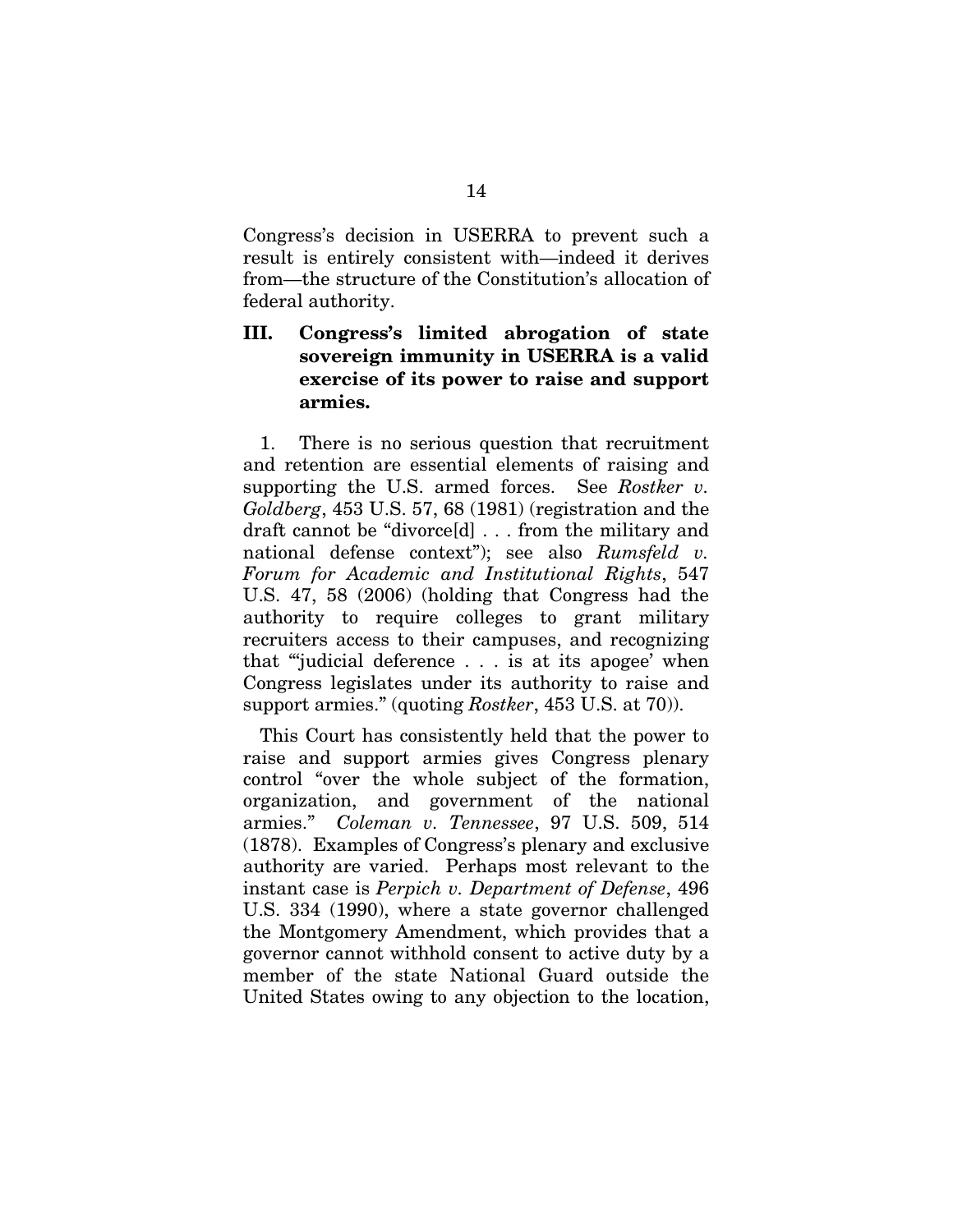Congress's decision in USERRA to prevent such a result is entirely consistent with—indeed it derives from—the structure of the Constitution's allocation of federal authority.

### III. Congress's limited abrogation of state sovereign immunity in USERRA is a valid exercise of its power to raise and support armies.

1. There is no serious question that recruitment and retention are essential elements of raising and supporting the U.S. armed forces. See *Rostker v. Goldberg*, 453 U.S. 57, 68 (1981) (registration and the draft cannot be "divorce[d] . . . from the military and national defense context"); see also *Rumsfeld v. Forum for Academic and Institutional Rights*, 547 U.S. 47, 58 (2006) (holding that Congress had the authority to require colleges to grant military recruiters access to their campuses, and recognizing that "'judicial deference . . . is at its apogee' when Congress legislates under its authority to raise and support armies." (quoting *Rostker*, 453 U.S. at 70)).

This Court has consistently held that the power to raise and support armies gives Congress plenary control "over the whole subject of the formation, organization, and government of the national armies." *Coleman v. Tennessee*, 97 U.S. 509, 514 (1878). Examples of Congress's plenary and exclusive authority are varied. Perhaps most relevant to the instant case is *Perpich v. Department of Defense*, 496 U.S. 334 (1990), where a state governor challenged the Montgomery Amendment, which provides that a governor cannot withhold consent to active duty by a member of the state National Guard outside the United States owing to any objection to the location,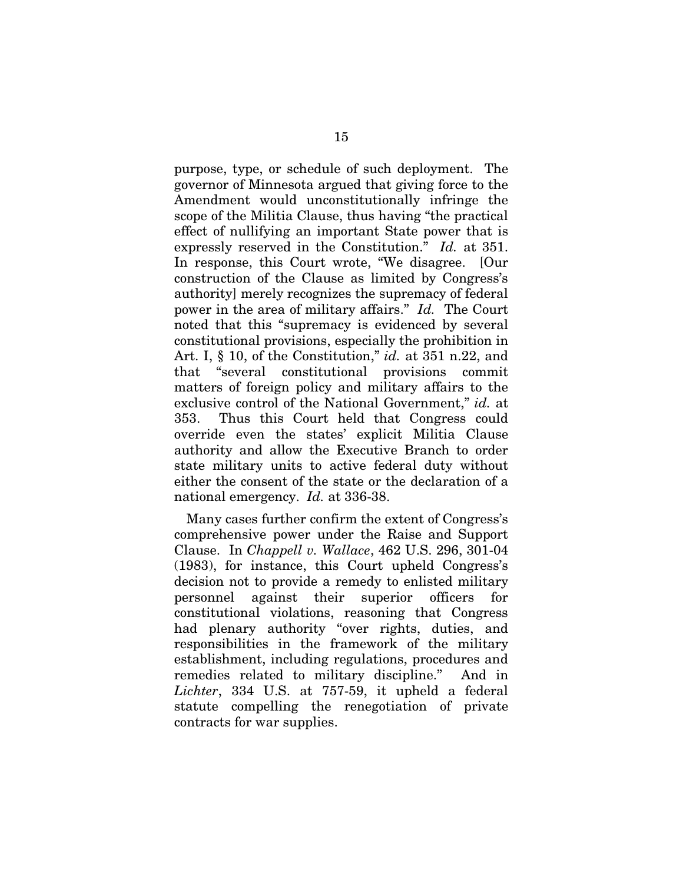purpose, type, or schedule of such deployment. The governor of Minnesota argued that giving force to the Amendment would unconstitutionally infringe the scope of the Militia Clause, thus having "the practical effect of nullifying an important State power that is expressly reserved in the Constitution." *Id.* at 351. In response, this Court wrote, "We disagree. [Our construction of the Clause as limited by Congress's authority] merely recognizes the supremacy of federal power in the area of military affairs." *Id.* The Court noted that this "supremacy is evidenced by several constitutional provisions, especially the prohibition in Art. I, § 10, of the Constitution," *id.* at 351 n.22, and that "several constitutional provisions commit matters of foreign policy and military affairs to the exclusive control of the National Government," *id.* at 353. Thus this Court held that Congress could override even the states' explicit Militia Clause authority and allow the Executive Branch to order state military units to active federal duty without either the consent of the state or the declaration of a national emergency. *Id.* at 336-38.

Many cases further confirm the extent of Congress's comprehensive power under the Raise and Support Clause. In *Chappell v. Wallace*, 462 U.S. 296, 301-04 (1983), for instance, this Court upheld Congress's decision not to provide a remedy to enlisted military personnel against their superior officers for constitutional violations, reasoning that Congress had plenary authority "over rights, duties, and responsibilities in the framework of the military establishment, including regulations, procedures and remedies related to military discipline." And in *Lichter*, 334 U.S. at 757-59, it upheld a federal statute compelling the renegotiation of private contracts for war supplies.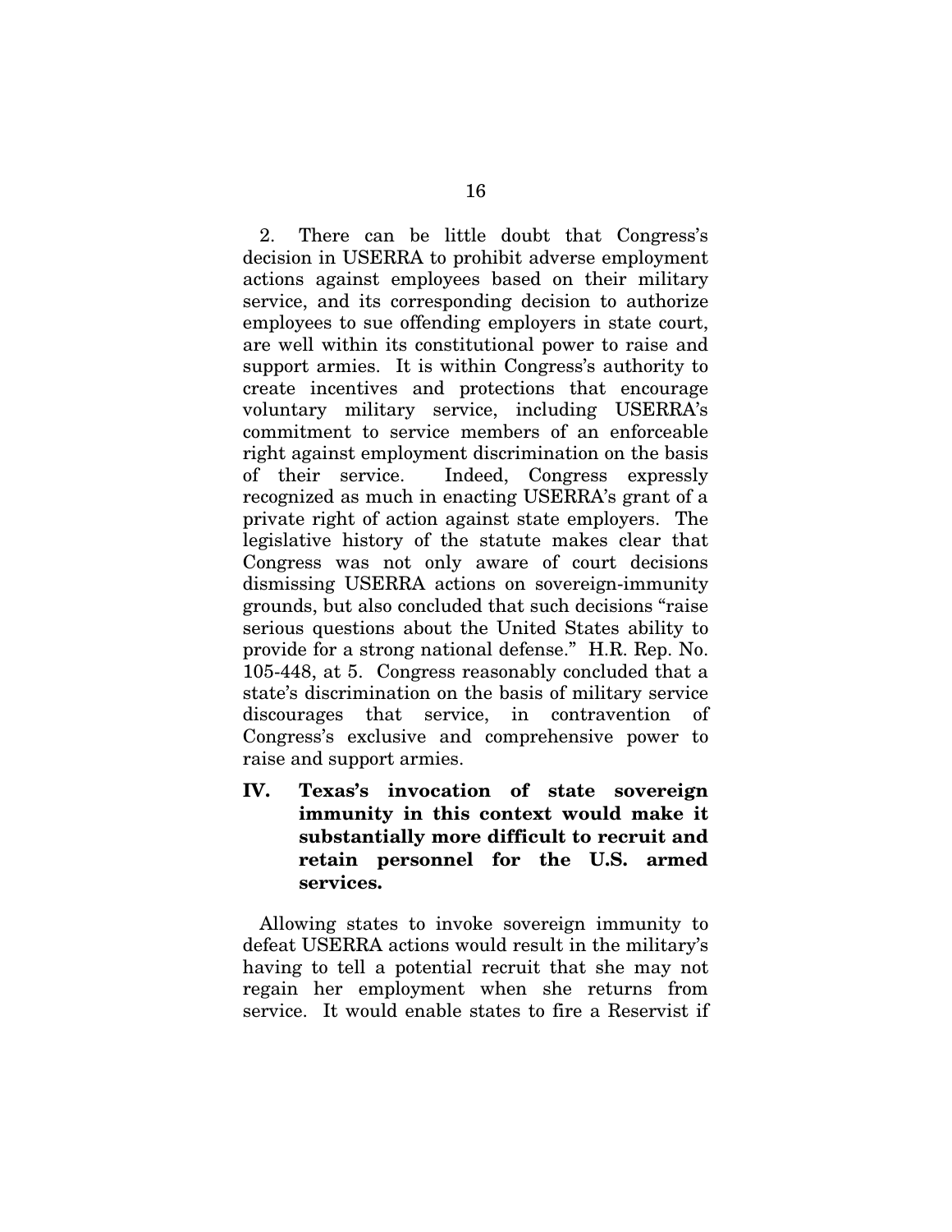2. There can be little doubt that Congress's decision in USERRA to prohibit adverse employment actions against employees based on their military service, and its corresponding decision to authorize employees to sue offending employers in state court, are well within its constitutional power to raise and support armies. It is within Congress's authority to create incentives and protections that encourage voluntary military service, including USERRA's commitment to service members of an enforceable right against employment discrimination on the basis of their service. Indeed, Congress expressly recognized as much in enacting USERRA's grant of a private right of action against state employers. The legislative history of the statute makes clear that Congress was not only aware of court decisions dismissing USERRA actions on sovereign-immunity grounds, but also concluded that such decisions "raise serious questions about the United States ability to provide for a strong national defense." H.R. Rep. No. 105-448, at 5. Congress reasonably concluded that a state's discrimination on the basis of military service discourages that service, in contravention of Congress's exclusive and comprehensive power to raise and support armies.

## IV. Texas's invocation of state sovereign immunity in this context would make it substantially more difficult to recruit and retain personnel for the U.S. armed services.

Allowing states to invoke sovereign immunity to defeat USERRA actions would result in the military's having to tell a potential recruit that she may not regain her employment when she returns from service. It would enable states to fire a Reservist if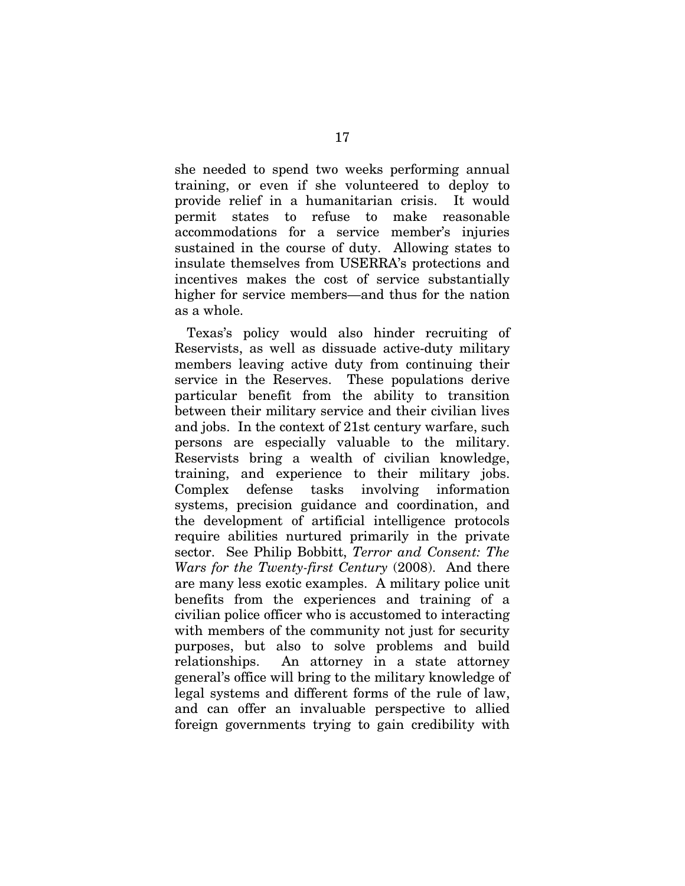she needed to spend two weeks performing annual training, or even if she volunteered to deploy to provide relief in a humanitarian crisis. It would permit states to refuse to make reasonable accommodations for a service member's injuries sustained in the course of duty. Allowing states to insulate themselves from USERRA's protections and incentives makes the cost of service substantially higher for service members—and thus for the nation as a whole.

Texas's policy would also hinder recruiting of Reservists, as well as dissuade active-duty military members leaving active duty from continuing their service in the Reserves. These populations derive particular benefit from the ability to transition between their military service and their civilian lives and jobs. In the context of 21st century warfare, such persons are especially valuable to the military. Reservists bring a wealth of civilian knowledge, training, and experience to their military jobs. Complex defense tasks involving information systems, precision guidance and coordination, and the development of artificial intelligence protocols require abilities nurtured primarily in the private sector. See Philip Bobbitt, *Terror and Consent: The Wars for the Twenty-first Century* (2008). And there are many less exotic examples. A military police unit benefits from the experiences and training of a civilian police officer who is accustomed to interacting with members of the community not just for security purposes, but also to solve problems and build relationships. An attorney in a state attorney general's office will bring to the military knowledge of legal systems and different forms of the rule of law, and can offer an invaluable perspective to allied foreign governments trying to gain credibility with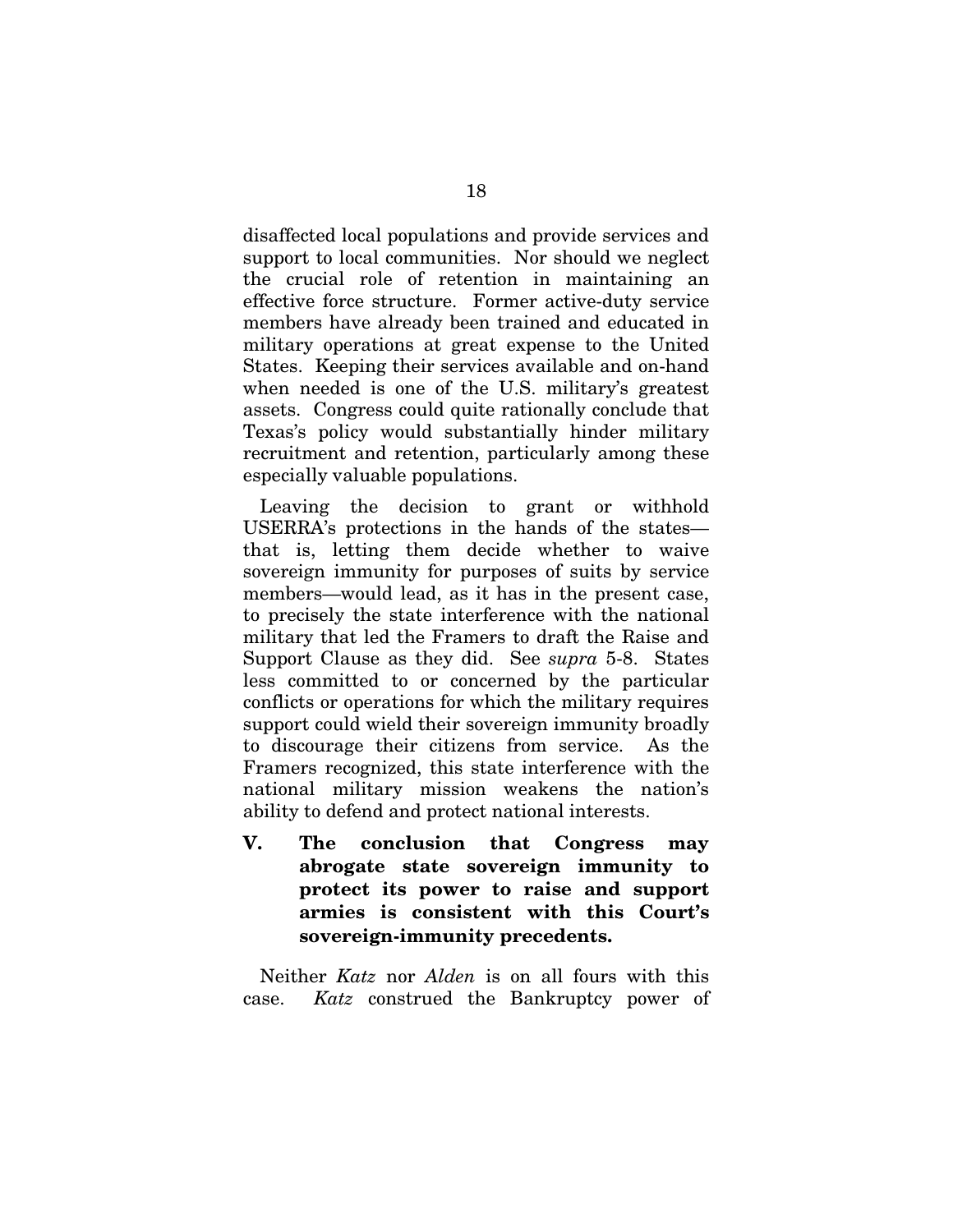disaffected local populations and provide services and support to local communities. Nor should we neglect the crucial role of retention in maintaining an effective force structure. Former active-duty service members have already been trained and educated in military operations at great expense to the United States. Keeping their services available and on-hand when needed is one of the U.S. military's greatest assets. Congress could quite rationally conclude that Texas's policy would substantially hinder military recruitment and retention, particularly among these especially valuable populations.

Leaving the decision to grant or withhold USERRA's protections in the hands of the states—that is, letting them decide whether to waive sovereign immunity for purposes of suits by service members—would lead, as it has in the present case, to precisely the state interference with the national military that led the Framers to draft the Raise and Support Clause as they did. See *supra* 5-8. States less committed to or concerned by the particular conflicts or operations for which the military requires support could wield their sovereign immunity broadly to discourage their citizens from service. As the Framers recognized, this state interference with the national military mission weakens the nation's ability to defend and protect national interests.

## V. The conclusion that Congress may abrogate state sovereign immunity to protect its power to raise and support armies is consistent with this Court's sovereign-immunity precedents.

Neither *Katz* nor *Alden* is on all fours with this case. *Katz* construed the Bankruptcy power of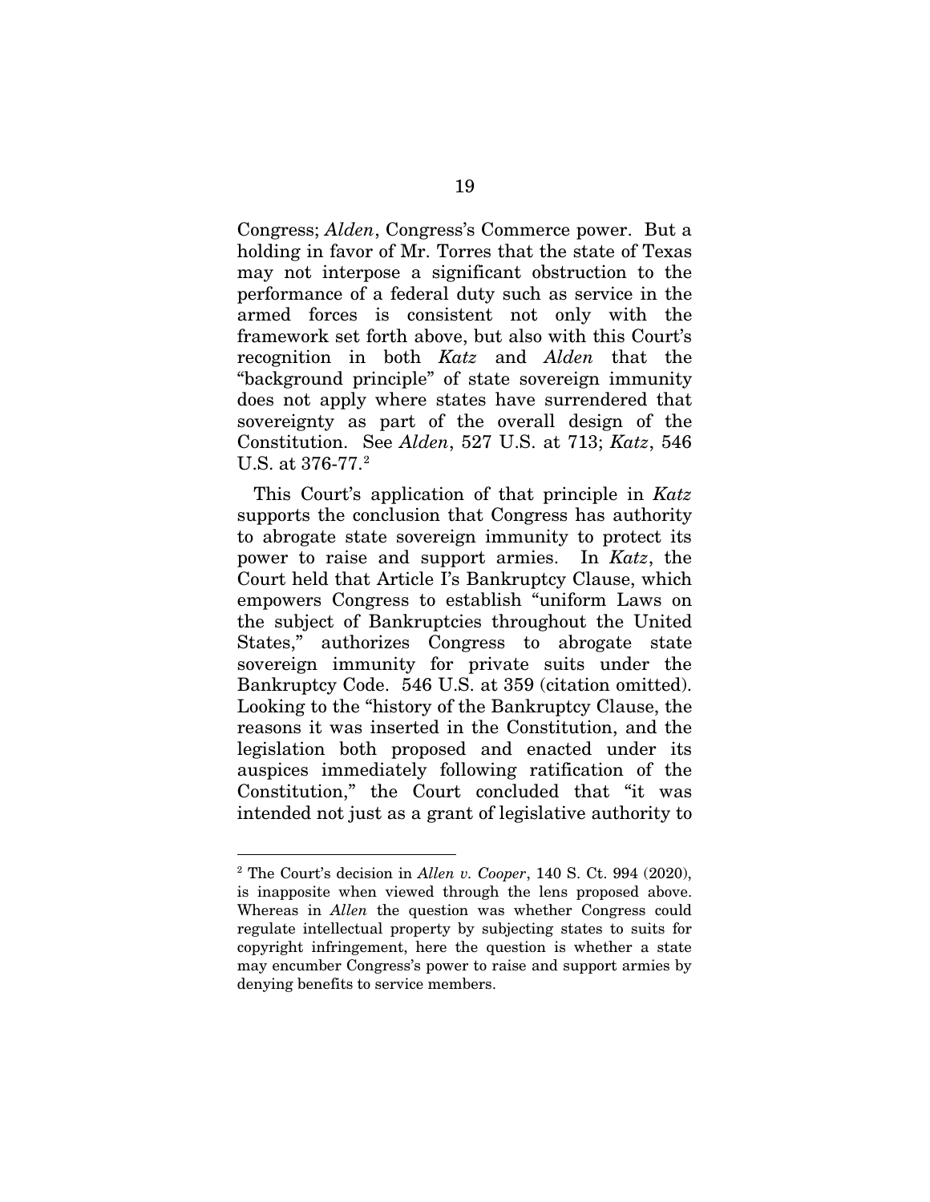Congress; *Alden*, Congress's Commerce power. But a holding in favor of Mr. Torres that the state of Texas may not interpose a significant obstruction to the performance of a federal duty such as service in the armed forces is consistent not only with the framework set forth above, but also with this Court's recognition in both *Katz* and *Alden* that the "background principle" of state sovereign immunity does not apply where states have surrendered that sovereignty as part of the overall design of the Constitution. See *Alden*, 527 U.S. at 713; *Katz*, 546 U.S. at 376-77.[2]

This Court's application of that principle in *Katz* supports the conclusion that Congress has authority to abrogate state sovereign immunity to protect its power to raise and support armies. In *Katz*, the Court held that Article I's Bankruptcy Clause, which empowers Congress to establish "uniform Laws on the subject of Bankruptcies throughout the United States," authorizes Congress to abrogate state sovereign immunity for private suits under the Bankruptcy Code. 546 U.S. at 359 (citation omitted). Looking to the "history of the Bankruptcy Clause, the reasons it was inserted in the Constitution, and the legislation both proposed and enacted under its auspices immediately following ratification of the Constitution," the Court concluded that "it was intended not just as a grant of legislative authority to

---

[2] The Court's decision in *Allen v. Cooper*, 140 S. Ct. 994 (2020), is inapposite when viewed through the lens proposed above. Whereas in *Allen* the question was whether Congress could regulate intellectual property by subjecting states to suits for copyright infringement, here the question is whether a state may encumber Congress's power to raise and support armies by denying benefits to service members.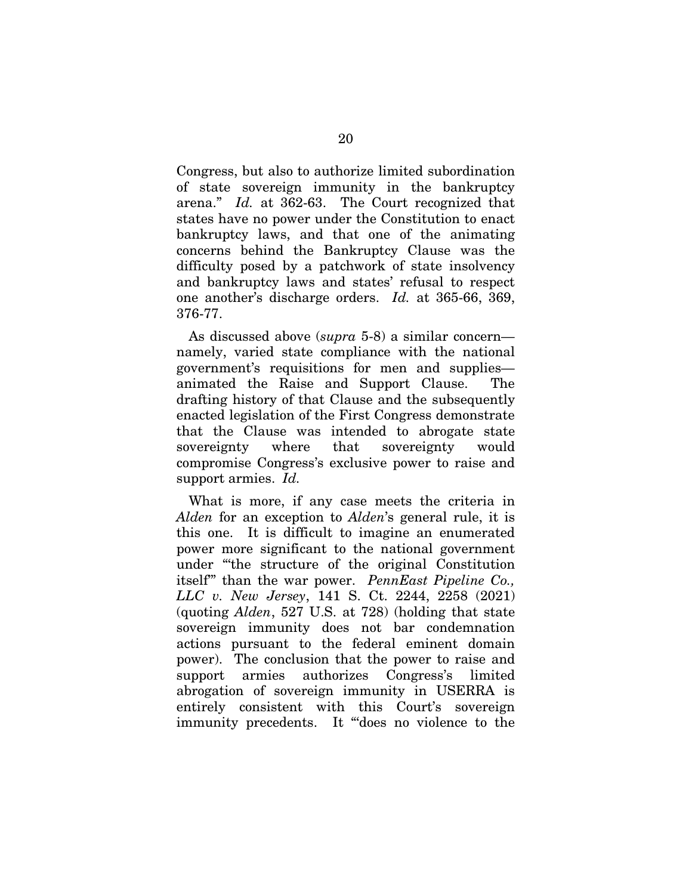Congress, but also to authorize limited subordination of state sovereign immunity in the bankruptcy arena." *Id.* at 362-63. The Court recognized that states have no power under the Constitution to enact bankruptcy laws, and that one of the animating concerns behind the Bankruptcy Clause was the difficulty posed by a patchwork of state insolvency and bankruptcy laws and states' refusal to respect one another's discharge orders. *Id.* at 365-66, 369, 376-77.

As discussed above (*supra* 5-8) a similar concern—namely, varied state compliance with the national government's requisitions for men and supplies—animated the Raise and Support Clause. The drafting history of that Clause and the subsequently enacted legislation of the First Congress demonstrate that the Clause was intended to abrogate state sovereignty where that sovereignty would compromise Congress's exclusive power to raise and support armies. *Id.*

What is more, if any case meets the criteria in *Alden* for an exception to *Alden*'s general rule, it is this one. It is difficult to imagine an enumerated power more significant to the national government under "'the structure of the original Constitution itself'" than the war power. *PennEast Pipeline Co., LLC v. New Jersey*, 141 S. Ct. 2244, 2258 (2021) (quoting *Alden*, 527 U.S. at 728) (holding that state sovereign immunity does not bar condemnation actions pursuant to the federal eminent domain power). The conclusion that the power to raise and support armies authorizes Congress's limited abrogation of sovereign immunity in USERRA is entirely consistent with this Court's sovereign immunity precedents. It "'does no violence to the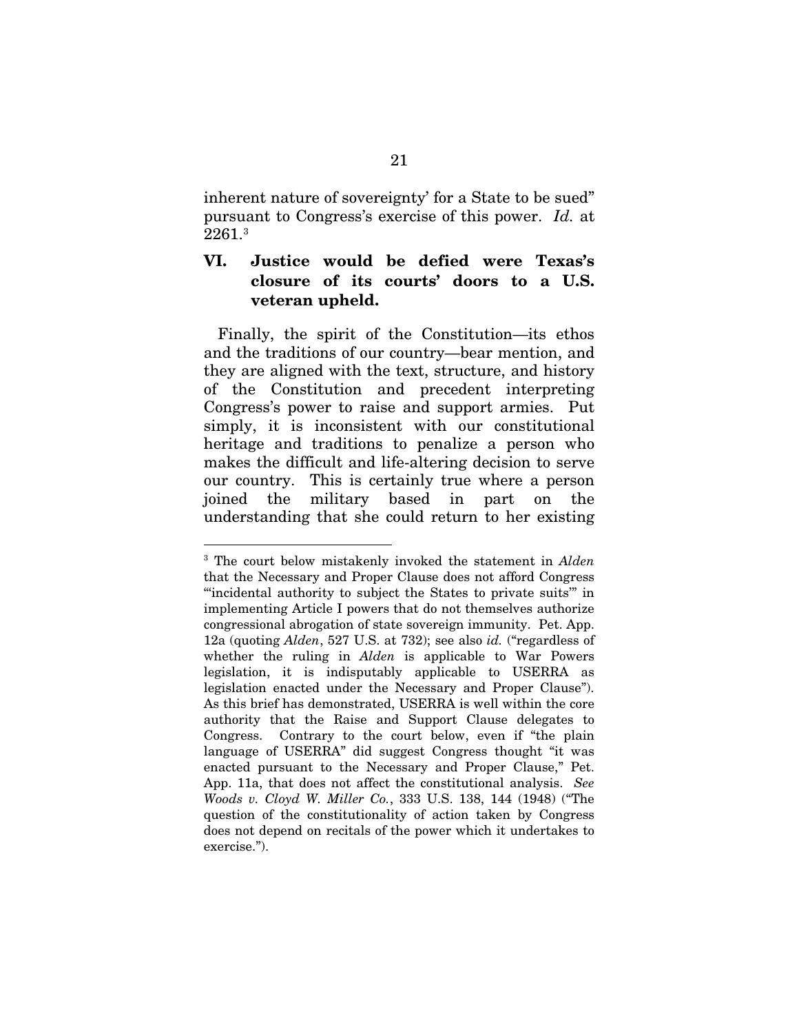inherent nature of sovereignty' for a State to be sued" pursuant to Congress's exercise of this power. *Id.* at 2261.[3]

## VI. Justice would be defied were Texas's closure of its courts' doors to a U.S. veteran upheld.

Finally, the spirit of the Constitution—its ethos and the traditions of our country—bear mention, and they are aligned with the text, structure, and history of the Constitution and precedent interpreting Congress's power to raise and support armies. Put simply, it is inconsistent with our constitutional heritage and traditions to penalize a person who makes the difficult and life-altering decision to serve our country. This is certainly true where a person joined the military based in part on the understanding that she could return to her existing

---

[3] The court below mistakenly invoked the statement in *Alden* that the Necessary and Proper Clause does not afford Congress "'incidental authority to subject the States to private suits'" in implementing Article I powers that do not themselves authorize congressional abrogation of state sovereign immunity. Pet. App. 12a (quoting *Alden*, 527 U.S. at 732); see also *id.* ("regardless of whether the ruling in *Alden* is applicable to War Powers legislation, it is indisputably applicable to USERRA as legislation enacted under the Necessary and Proper Clause"). As this brief has demonstrated, USERRA is well within the core authority that the Raise and Support Clause delegates to Congress. Contrary to the court below, even if "the plain language of USERRA" did suggest Congress thought "it was enacted pursuant to the Necessary and Proper Clause," Pet. App. 11a, that does not affect the constitutional analysis. *See Woods v. Cloyd W. Miller Co.*, 333 U.S. 138, 144 (1948) ("The question of the constitutionality of action taken by Congress does not depend on recitals of the power which it undertakes to exercise.").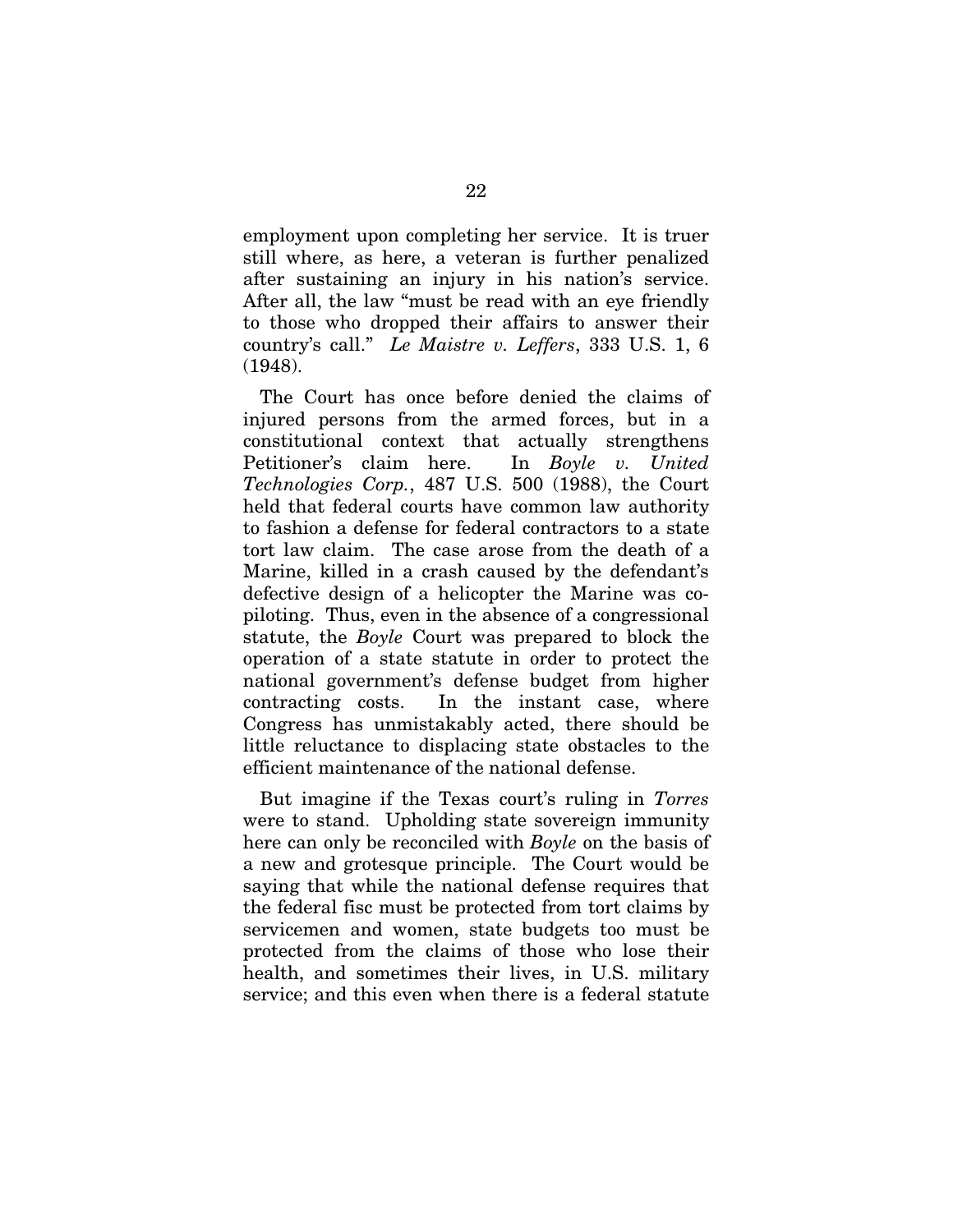employment upon completing her service. It is truer still where, as here, a veteran is further penalized after sustaining an injury in his nation's service. After all, the law "must be read with an eye friendly to those who dropped their affairs to answer their country's call." *Le Maistre v. Leffers*, 333 U.S. 1, 6 (1948).

The Court has once before denied the claims of injured persons from the armed forces, but in a constitutional context that actually strengthens Petitioner's claim here. In *Boyle v. United Technologies Corp.*, 487 U.S. 500 (1988), the Court held that federal courts have common law authority to fashion a defense for federal contractors to a state tort law claim. The case arose from the death of a Marine, killed in a crash caused by the defendant's defective design of a helicopter the Marine was co-piloting. Thus, even in the absence of a congressional statute, the *Boyle* Court was prepared to block the operation of a state statute in order to protect the national government's defense budget from higher contracting costs. In the instant case, where Congress has unmistakably acted, there should be little reluctance to displacing state obstacles to the efficient maintenance of the national defense.

But imagine if the Texas court's ruling in *Torres* were to stand. Upholding state sovereign immunity here can only be reconciled with *Boyle* on the basis of a new and grotesque principle. The Court would be saying that while the national defense requires that the federal fisc must be protected from tort claims by servicemen and women, state budgets too must be protected from the claims of those who lose their health, and sometimes their lives, in U.S. military service; and this even when there is a federal statute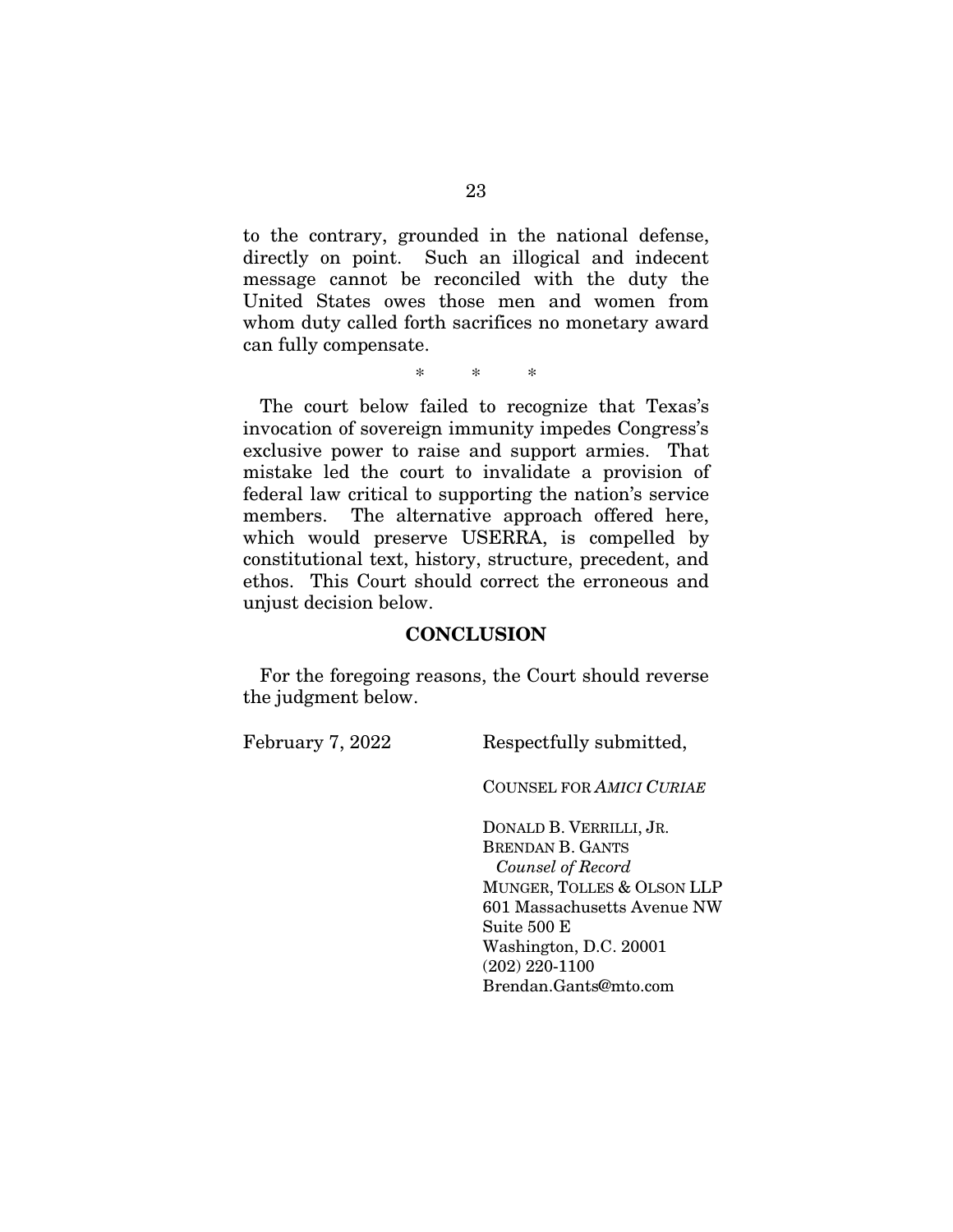to the contrary, grounded in the national defense, directly on point. Such an illogical and indecent message cannot be reconciled with the duty the United States owes those men and women from whom duty called forth sacrifices no monetary award can fully compensate.

\* \* \*

The court below failed to recognize that Texas's invocation of sovereign immunity impedes Congress's exclusive power to raise and support armies. That mistake led the court to invalidate a provision of federal law critical to supporting the nation's service members. The alternative approach offered here, which would preserve USERRA, is compelled by constitutional text, history, structure, precedent, and ethos. This Court should correct the erroneous and unjust decision below.

## CONCLUSION

For the foregoing reasons, the Court should reverse the judgment below.

February 7, 2022

Respectfully submitted,

COUNSEL FOR *AMICI CURIAE*

DONALD B. VERRILLI, JR.
BRENDAN B. GANTS
*Counsel of Record*
MUNGER, TOLLES & OLSON LLP
601 Massachusetts Avenue NW
Suite 500 E
Washington, D.C. 20001
(202) 220-1100
Brendan.Gants@mto.com